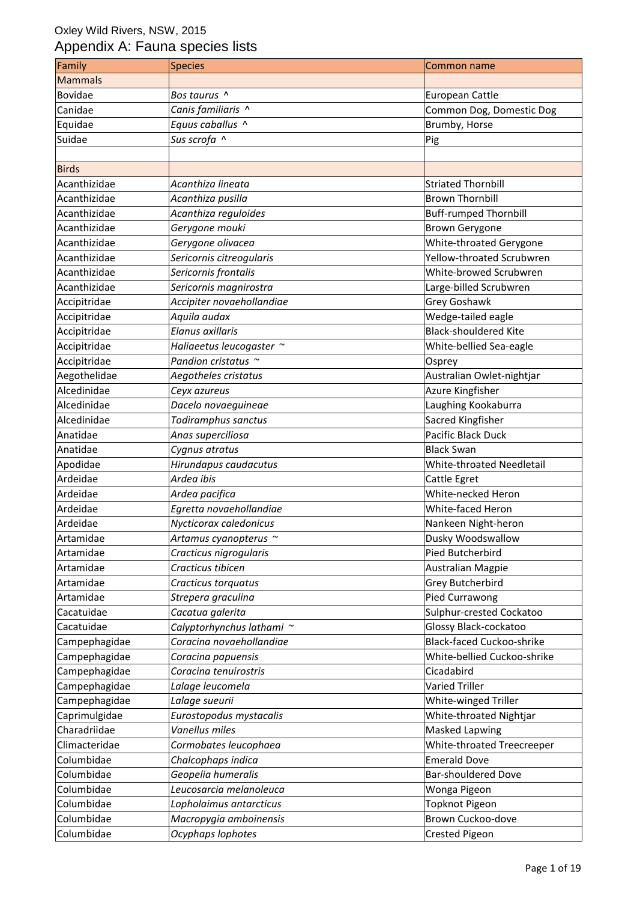Oxley Wild Rivers, NSW, 2015

# Appendix A: Fauna species lists

| Family | Species | Common name |
|---|---|---|
| Mammals | | |
| Bovidae | *Bos taurus* ^ | European Cattle |
| Canidae | *Canis familiaris* ^ | Common Dog, Domestic Dog |
| Equidae | *Equus caballus* ^ | Brumby, Horse |
| Suidae | *Sus scrofa* ^ | Pig |
| | | |
| Birds | | |
| Acanthizidae | *Acanthiza lineata* | Striated Thornbill |
| Acanthizidae | *Acanthiza pusilla* | Brown Thornbill |
| Acanthizidae | *Acanthiza reguloides* | Buff-rumped Thornbill |
| Acanthizidae | *Gerygone mouki* | Brown Gerygone |
| Acanthizidae | *Gerygone olivacea* | White-throated Gerygone |
| Acanthizidae | *Sericornis citreogularis* | Yellow-throated Scrubwren |
| Acanthizidae | *Sericornis frontalis* | White-browed Scrubwren |
| Acanthizidae | *Sericornis magnirostra* | Large-billed Scrubwren |
| Accipitridae | *Accipiter novaehollandiae* | Grey Goshawk |
| Accipitridae | *Aquila audax* | Wedge-tailed eagle |
| Accipitridae | *Elanus axillaris* | Black-shouldered Kite |
| Accipitridae | *Haliaeetus leucogaster* ~ | White-bellied Sea-eagle |
| Accipitridae | *Pandion cristatus* ~ | Osprey |
| Aegothelidae | *Aegotheles cristatus* | Australian Owlet-nightjar |
| Alcedinidae | *Ceyx azureus* | Azure Kingfisher |
| Alcedinidae | *Dacelo novaeguineae* | Laughing Kookaburra |
| Alcedinidae | *Todiramphus sanctus* | Sacred Kingfisher |
| Anatidae | *Anas superciliosa* | Pacific Black Duck |
| Anatidae | *Cygnus atratus* | Black Swan |
| Apodidae | *Hirundapus caudacutus* | White-throated Needletail |
| Ardeidae | *Ardea ibis* | Cattle Egret |
| Ardeidae | *Ardea pacifica* | White-necked Heron |
| Ardeidae | *Egretta novaehollandiae* | White-faced Heron |
| Ardeidae | *Nycticorax caledonicus* | Nankeen Night-heron |
| Artamidae | *Artamus cyanopterus* ~ | Dusky Woodswallow |
| Artamidae | *Cracticus nigrogularis* | Pied Butcherbird |
| Artamidae | *Cracticus tibicen* | Australian Magpie |
| Artamidae | *Cracticus torquatus* | Grey Butcherbird |
| Artamidae | *Strepera graculina* | Pied Currawong |
| Cacatuidae | *Cacatua galerita* | Sulphur-crested Cockatoo |
| Cacatuidae | *Calyptorhynchus lathami* ~ | Glossy Black-cockatoo |
| Campephagidae | *Coracina novaehollandiae* | Black-faced Cuckoo-shrike |
| Campephagidae | *Coracina papuensis* | White-bellied Cuckoo-shrike |
| Campephagidae | *Coracina tenuirostris* | Cicadabird |
| Campephagidae | *Lalage leucomela* | Varied Triller |
| Campephagidae | *Lalage sueurii* | White-winged Triller |
| Caprimulgidae | *Eurostopodus mystacalis* | White-throated Nightjar |
| Charadriidae | *Vanellus miles* | Masked Lapwing |
| Climacteridae | *Cormobates leucophaea* | White-throated Treecreeper |
| Columbidae | *Chalcophaps indica* | Emerald Dove |
| Columbidae | *Geopelia humeralis* | Bar-shouldered Dove |
| Columbidae | *Leucosarcia melanoleuca* | Wonga Pigeon |
| Columbidae | *Lopholaimus antarcticus* | Topknot Pigeon |
| Columbidae | *Macropygia amboinensis* | Brown Cuckoo-dove |
| Columbidae | *Ocyphaps lophotes* | Crested Pigeon |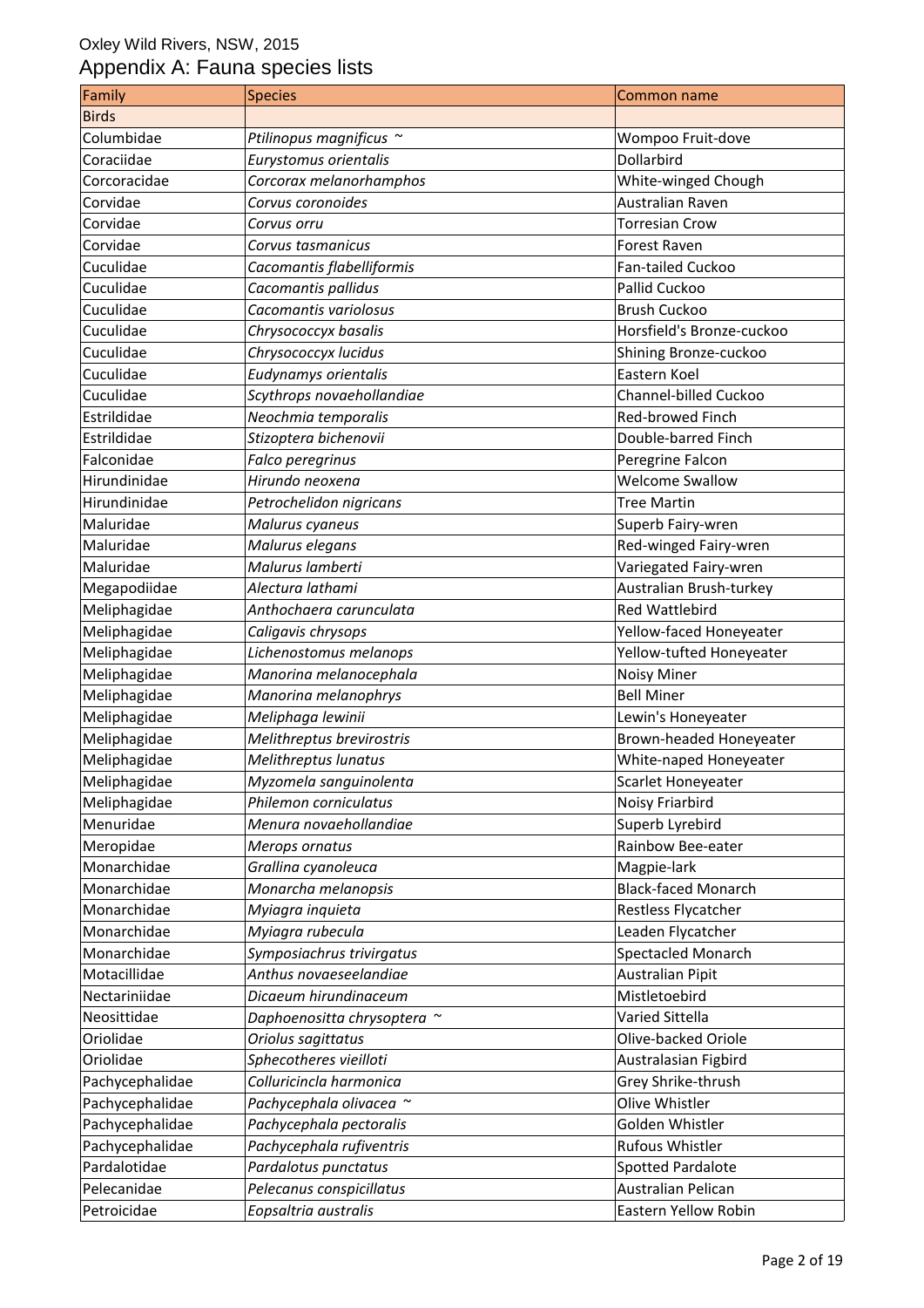Oxley Wild Rivers, NSW, 2015

# Appendix A: Fauna species lists

| Family | Species | Common name |
|---|---|---|
| Birds | | |
| Columbidae | *Ptilinopus magnificus ~* | Wompoo Fruit-dove |
| Coraciidae | *Eurystomus orientalis* | Dollarbird |
| Corcoracidae | *Corcorax melanorhamphos* | White-winged Chough |
| Corvidae | *Corvus coronoides* | Australian Raven |
| Corvidae | *Corvus orru* | Torresian Crow |
| Corvidae | *Corvus tasmanicus* | Forest Raven |
| Cuculidae | *Cacomantis flabelliformis* | Fan-tailed Cuckoo |
| Cuculidae | *Cacomantis pallidus* | Pallid Cuckoo |
| Cuculidae | *Cacomantis variolosus* | Brush Cuckoo |
| Cuculidae | *Chrysococcyx basalis* | Horsfield's Bronze-cuckoo |
| Cuculidae | *Chrysococcyx lucidus* | Shining Bronze-cuckoo |
| Cuculidae | *Eudynamys orientalis* | Eastern Koel |
| Cuculidae | *Scythrops novaehollandiae* | Channel-billed Cuckoo |
| Estrildidae | *Neochmia temporalis* | Red-browed Finch |
| Estrildidae | *Stizoptera bichenovii* | Double-barred Finch |
| Falconidae | *Falco peregrinus* | Peregrine Falcon |
| Hirundinidae | *Hirundo neoxena* | Welcome Swallow |
| Hirundinidae | *Petrochelidon nigricans* | Tree Martin |
| Maluridae | *Malurus cyaneus* | Superb Fairy-wren |
| Maluridae | *Malurus elegans* | Red-winged Fairy-wren |
| Maluridae | *Malurus lamberti* | Variegated Fairy-wren |
| Megapodiidae | *Alectura lathami* | Australian Brush-turkey |
| Meliphagidae | *Anthochaera carunculata* | Red Wattlebird |
| Meliphagidae | *Caligavis chrysops* | Yellow-faced Honeyeater |
| Meliphagidae | *Lichenostomus melanops* | Yellow-tufted Honeyeater |
| Meliphagidae | *Manorina melanocephala* | Noisy Miner |
| Meliphagidae | *Manorina melanophrys* | Bell Miner |
| Meliphagidae | *Meliphaga lewinii* | Lewin's Honeyeater |
| Meliphagidae | *Melithreptus brevirostris* | Brown-headed Honeyeater |
| Meliphagidae | *Melithreptus lunatus* | White-naped Honeyeater |
| Meliphagidae | *Myzomela sanguinolenta* | Scarlet Honeyeater |
| Meliphagidae | *Philemon corniculatus* | Noisy Friarbird |
| Menuridae | *Menura novaehollandiae* | Superb Lyrebird |
| Meropidae | *Merops ornatus* | Rainbow Bee-eater |
| Monarchidae | *Grallina cyanoleuca* | Magpie-lark |
| Monarchidae | *Monarcha melanopsis* | Black-faced Monarch |
| Monarchidae | *Myiagra inquieta* | Restless Flycatcher |
| Monarchidae | *Myiagra rubecula* | Leaden Flycatcher |
| Monarchidae | *Symposiachrus trivirgatus* | Spectacled Monarch |
| Motacillidae | *Anthus novaeseelandiae* | Australian Pipit |
| Nectariniidae | *Dicaeum hirundinaceum* | Mistletoebird |
| Neosittidae | *Daphoenositta chrysoptera ~* | Varied Sittella |
| Oriolidae | *Oriolus sagittatus* | Olive-backed Oriole |
| Oriolidae | *Sphecotheres vieilloti* | Australasian Figbird |
| Pachycephalidae | *Colluricincla harmonica* | Grey Shrike-thrush |
| Pachycephalidae | *Pachycephala olivacea ~* | Olive Whistler |
| Pachycephalidae | *Pachycephala pectoralis* | Golden Whistler |
| Pachycephalidae | *Pachycephala rufiventris* | Rufous Whistler |
| Pardalotidae | *Pardalotus punctatus* | Spotted Pardalote |
| Pelecanidae | *Pelecanus conspicillatus* | Australian Pelican |
| Petroicidae | *Eopsaltria australis* | Eastern Yellow Robin |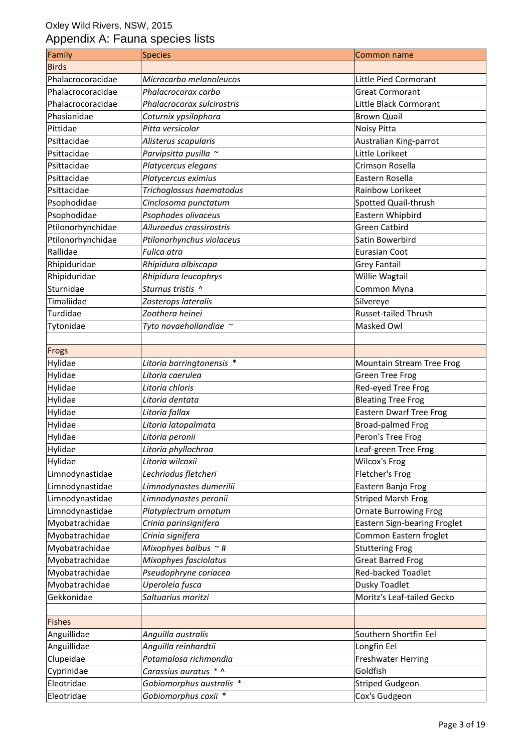Oxley Wild Rivers, NSW, 2015

# Appendix A: Fauna species lists

| Family | Species | Common name |
| --- | --- | --- |
| Birds | | |
| Phalacrocoracidae | *Microcarbo melanoleucos* | Little Pied Cormorant |
| Phalacrocoracidae | *Phalacrocorax carbo* | Great Cormorant |
| Phalacrocoracidae | *Phalacrocorax sulcirostris* | Little Black Cormorant |
| Phasianidae | *Coturnix ypsilophora* | Brown Quail |
| Pittidae | *Pitta versicolor* | Noisy Pitta |
| Psittacidae | *Alisterus scapularis* | Australian King-parrot |
| Psittacidae | *Parvipsitta pusilla* ~ | Little Lorikeet |
| Psittacidae | *Platycercus elegans* | Crimson Rosella |
| Psittacidae | *Platycercus eximius* | Eastern Rosella |
| Psittacidae | *Trichoglossus haematodus* | Rainbow Lorikeet |
| Psophodidae | *Cinclosoma punctatum* | Spotted Quail-thrush |
| Psophodidae | *Psophodes olivaceus* | Eastern Whipbird |
| Ptilonorhynchidae | *Ailuroedus crassirostris* | Green Catbird |
| Ptilonorhynchidae | *Ptilonorhynchus violaceus* | Satin Bowerbird |
| Rallidae | *Fulica atra* | Eurasian Coot |
| Rhipiduridae | *Rhipidura albiscapa* | Grey Fantail |
| Rhipiduridae | *Rhipidura leucophrys* | Willie Wagtail |
| Sturnidae | *Sturnus tristis* ^ | Common Myna |
| Timaliidae | *Zosterops lateralis* | Silvereye |
| Turdidae | *Zoothera heinei* | Russet-tailed Thrush |
| Tytonidae | *Tyto novaehollandiae* ~ | Masked Owl |
| | | |
| Frogs | | |
| Hylidae | *Litoria barringtonensis* * | Mountain Stream Tree Frog |
| Hylidae | *Litoria caerulea* | Green Tree Frog |
| Hylidae | *Litoria chloris* | Red-eyed Tree Frog |
| Hylidae | *Litoria dentata* | Bleating Tree Frog |
| Hylidae | *Litoria fallax* | Eastern Dwarf Tree Frog |
| Hylidae | *Litoria latopalmata* | Broad-palmed Frog |
| Hylidae | *Litoria peronii* | Peron's Tree Frog |
| Hylidae | *Litoria phyllochroa* | Leaf-green Tree Frog |
| Hylidae | *Litoria wilcoxii* | Wilcox's Frog |
| Limnodynastidae | *Lechriodus fletcheri* | Fletcher's Frog |
| Limnodynastidae | *Limnodynastes dumerilii* | Eastern Banjo Frog |
| Limnodynastidae | *Limnodynastes peronii* | Striped Marsh Frog |
| Limnodynastidae | *Platyplectrum ornatum* | Ornate Burrowing Frog |
| Myobatrachidae | *Crinia parinsignifera* | Eastern Sign-bearing Froglet |
| Myobatrachidae | *Crinia signifera* | Common Eastern froglet |
| Myobatrachidae | *Mixophyes balbus* ~ # | Stuttering Frog |
| Myobatrachidae | *Mixophyes fasciolatus* | Great Barred Frog |
| Myobatrachidae | *Pseudophryne coriacea* | Red-backed Toadlet |
| Myobatrachidae | *Uperoleia fusca* | Dusky Toadlet |
| Gekkonidae | *Saltuarius moritzi* | Moritz's Leaf-tailed Gecko |
| | | |
| Fishes | | |
| Anguillidae | *Anguilla australis* | Southern Shortfin Eel |
| Anguillidae | *Anguilla reinhardtii* | Longfin Eel |
| Clupeidae | *Potamalosa richmondia* | Freshwater Herring |
| Cyprinidae | *Carassius auratus* * ^ | Goldfish |
| Eleotridae | *Gobiomorphus australis* * | Striped Gudgeon |
| Eleotridae | *Gobiomorphus coxii* * | Cox's Gudgeon |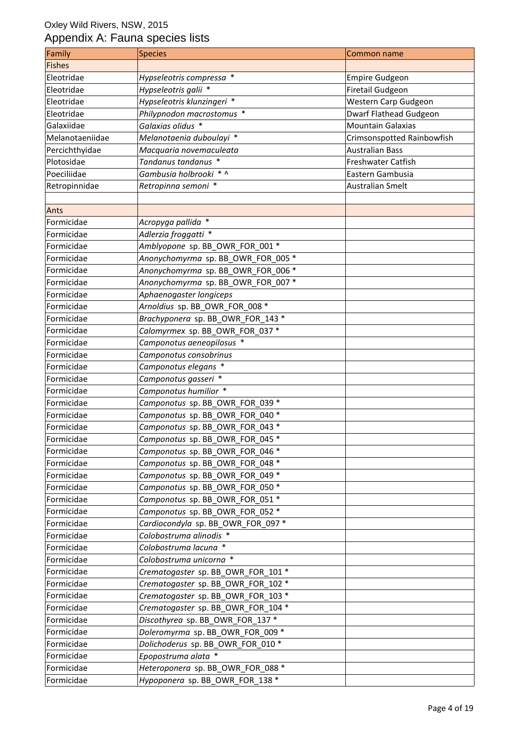Oxley Wild Rivers, NSW, 2015

# Appendix A: Fauna species lists

| Family | Species | Common name |
|---|---|---|
| Fishes | | |
| Eleotridae | *Hypseleotris compressa* * | Empire Gudgeon |
| Eleotridae | *Hypseleotris galii* * | Firetail Gudgeon |
| Eleotridae | *Hypseleotris klunzingeri* * | Western Carp Gudgeon |
| Eleotridae | *Philypnodon macrostomus* * | Dwarf Flathead Gudgeon |
| Galaxiidae | *Galaxias olidus* * | Mountain Galaxias |
| Melanotaeniidae | *Melanotaenia duboulayi* * | Crimsonspotted Rainbowfish |
| Percichthyidae | *Macquaria novemaculeata* | Australian Bass |
| Plotosidae | *Tandanus tandanus* * | Freshwater Catfish |
| Poeciliidae | *Gambusia holbrooki* * ^ | Eastern Gambusia |
| Retropinnidae | *Retropinna semoni* * | Australian Smelt |
| | | |
| Ants | | |
| Formicidae | *Acropyga pallida* * | |
| Formicidae | *Adlerzia froggatti* * | |
| Formicidae | *Amblyopone* sp. BB_OWR_FOR_001 * | |
| Formicidae | *Anonychomyrma* sp. BB_OWR_FOR_005 * | |
| Formicidae | *Anonychomyrma* sp. BB_OWR_FOR_006 * | |
| Formicidae | *Anonychomyrma* sp. BB_OWR_FOR_007 * | |
| Formicidae | *Aphaenogaster longiceps* | |
| Formicidae | *Arnoldius* sp. BB_OWR_FOR_008 * | |
| Formicidae | *Brachyponera* sp. BB_OWR_FOR_143 * | |
| Formicidae | *Calomyrmex* sp. BB_OWR_FOR_037 * | |
| Formicidae | *Camponotus aeneopilosus* * | |
| Formicidae | *Camponotus consobrinus* | |
| Formicidae | *Camponotus elegans* * | |
| Formicidae | *Camponotus gasseri* * | |
| Formicidae | *Camponotus humilior* * | |
| Formicidae | *Camponotus* sp. BB_OWR_FOR_039 * | |
| Formicidae | *Camponotus* sp. BB_OWR_FOR_040 * | |
| Formicidae | *Camponotus* sp. BB_OWR_FOR_043 * | |
| Formicidae | *Camponotus* sp. BB_OWR_FOR_045 * | |
| Formicidae | *Camponotus* sp. BB_OWR_FOR_046 * | |
| Formicidae | *Camponotus* sp. BB_OWR_FOR_048 * | |
| Formicidae | *Camponotus* sp. BB_OWR_FOR_049 * | |
| Formicidae | *Camponotus* sp. BB_OWR_FOR_050 * | |
| Formicidae | *Camponotus* sp. BB_OWR_FOR_051 * | |
| Formicidae | *Camponotus* sp. BB_OWR_FOR_052 * | |
| Formicidae | *Cardiocondyla* sp. BB_OWR_FOR_097 * | |
| Formicidae | *Colobostruma alinodis* * | |
| Formicidae | *Colobostruma lacuna* * | |
| Formicidae | *Colobostruma unicorna* * | |
| Formicidae | *Crematogaster* sp. BB_OWR_FOR_101 * | |
| Formicidae | *Crematogaster* sp. BB_OWR_FOR_102 * | |
| Formicidae | *Crematogaster* sp. BB_OWR_FOR_103 * | |
| Formicidae | *Crematogaster* sp. BB_OWR_FOR_104 * | |
| Formicidae | *Discothyrea* sp. BB_OWR_FOR_137 * | |
| Formicidae | *Doleromyrma* sp. BB_OWR_FOR_009 * | |
| Formicidae | *Dolichoderus* sp. BB_OWR_FOR_010 * | |
| Formicidae | *Epopostruma alata* * | |
| Formicidae | *Heteroponera* sp. BB_OWR_FOR_088 * | |
| Formicidae | *Hypoponera* sp. BB_OWR_FOR_138 * | |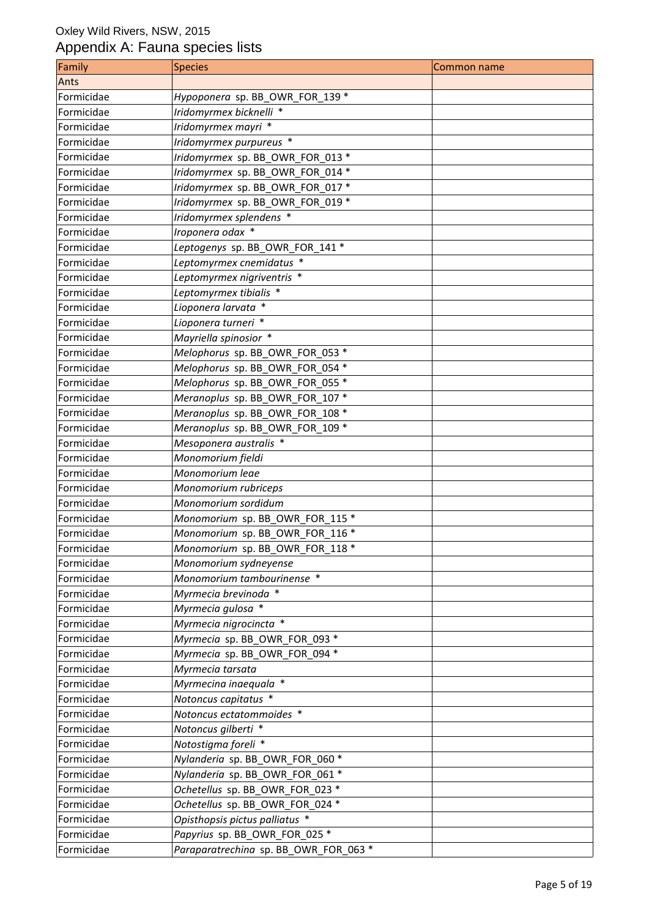Oxley Wild Rivers, NSW, 2015

# Appendix A: Fauna species lists

| Family | Species | Common name |
|---|---|---|
| Ants | | |
| Formicidae | *Hypoponera* sp. BB_OWR_FOR_139 * | |
| Formicidae | *Iridomyrmex bicknelli* * | |
| Formicidae | *Iridomyrmex mayri* * | |
| Formicidae | *Iridomyrmex purpureus* * | |
| Formicidae | *Iridomyrmex* sp. BB_OWR_FOR_013 * | |
| Formicidae | *Iridomyrmex* sp. BB_OWR_FOR_014 * | |
| Formicidae | *Iridomyrmex* sp. BB_OWR_FOR_017 * | |
| Formicidae | *Iridomyrmex* sp. BB_OWR_FOR_019 * | |
| Formicidae | *Iridomyrmex splendens* * | |
| Formicidae | *Iroponera odax* * | |
| Formicidae | *Leptogenys* sp. BB_OWR_FOR_141 * | |
| Formicidae | *Leptomyrmex cnemidatus* * | |
| Formicidae | *Leptomyrmex nigriventris* * | |
| Formicidae | *Leptomyrmex tibialis* * | |
| Formicidae | *Lioponera larvata* * | |
| Formicidae | *Lioponera turneri* * | |
| Formicidae | *Mayriella spinosior* * | |
| Formicidae | *Melophorus* sp. BB_OWR_FOR_053 * | |
| Formicidae | *Melophorus* sp. BB_OWR_FOR_054 * | |
| Formicidae | *Melophorus* sp. BB_OWR_FOR_055 * | |
| Formicidae | *Meranoplus* sp. BB_OWR_FOR_107 * | |
| Formicidae | *Meranoplus* sp. BB_OWR_FOR_108 * | |
| Formicidae | *Meranoplus* sp. BB_OWR_FOR_109 * | |
| Formicidae | *Mesoponera australis* * | |
| Formicidae | *Monomorium fieldi* | |
| Formicidae | *Monomorium leae* | |
| Formicidae | *Monomorium rubriceps* | |
| Formicidae | *Monomorium sordidum* | |
| Formicidae | *Monomorium* sp. BB_OWR_FOR_115 * | |
| Formicidae | *Monomorium* sp. BB_OWR_FOR_116 * | |
| Formicidae | *Monomorium* sp. BB_OWR_FOR_118 * | |
| Formicidae | *Monomorium sydneyense* | |
| Formicidae | *Monomorium tambourinense* * | |
| Formicidae | *Myrmecia brevinoda* * | |
| Formicidae | *Myrmecia gulosa* * | |
| Formicidae | *Myrmecia nigrocincta* * | |
| Formicidae | *Myrmecia* sp. BB_OWR_FOR_093 * | |
| Formicidae | *Myrmecia* sp. BB_OWR_FOR_094 * | |
| Formicidae | *Myrmecia tarsata* | |
| Formicidae | *Myrmecina inaequala* * | |
| Formicidae | *Notoncus capitatus* * | |
| Formicidae | *Notoncus ectatommoides* * | |
| Formicidae | *Notoncus gilberti* * | |
| Formicidae | *Notostigma foreli* * | |
| Formicidae | *Nylanderia* sp. BB_OWR_FOR_060 * | |
| Formicidae | *Nylanderia* sp. BB_OWR_FOR_061 * | |
| Formicidae | *Ochetellus* sp. BB_OWR_FOR_023 * | |
| Formicidae | *Ochetellus* sp. BB_OWR_FOR_024 * | |
| Formicidae | *Opisthopsis pictus palliatus* * | |
| Formicidae | *Papyrius* sp. BB_OWR_FOR_025 * | |
| Formicidae | *Paraparatrechina* sp. BB_OWR_FOR_063 * | |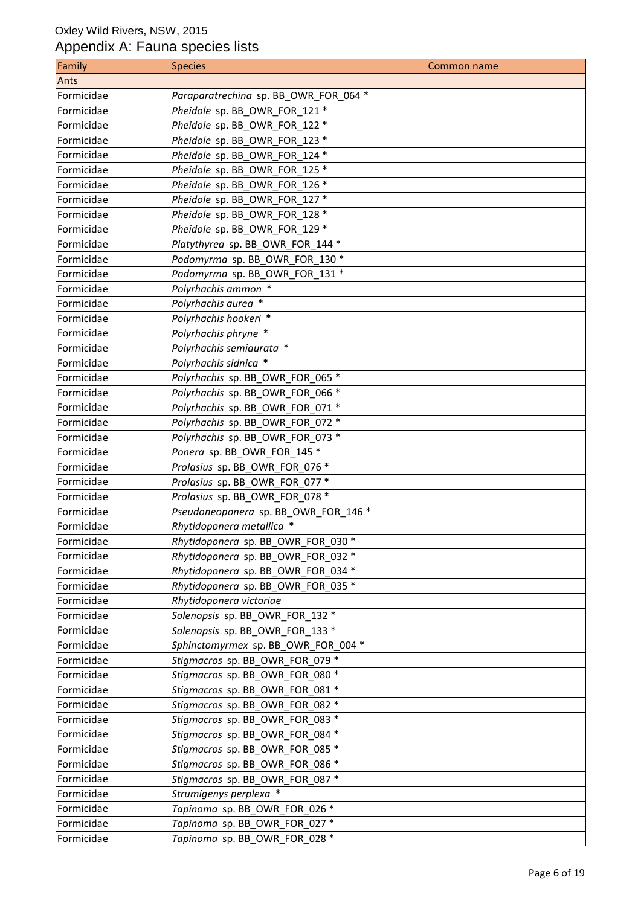Oxley Wild Rivers, NSW, 2015

Appendix A: Fauna species lists

| Family | Species | Common name |
|---|---|---|
| Ants | | |
| Formicidae | *Paraparatrechina* sp. BB_OWR_FOR_064 * | |
| Formicidae | *Pheidole* sp. BB_OWR_FOR_121 * | |
| Formicidae | *Pheidole* sp. BB_OWR_FOR_122 * | |
| Formicidae | *Pheidole* sp. BB_OWR_FOR_123 * | |
| Formicidae | *Pheidole* sp. BB_OWR_FOR_124 * | |
| Formicidae | *Pheidole* sp. BB_OWR_FOR_125 * | |
| Formicidae | *Pheidole* sp. BB_OWR_FOR_126 * | |
| Formicidae | *Pheidole* sp. BB_OWR_FOR_127 * | |
| Formicidae | *Pheidole* sp. BB_OWR_FOR_128 * | |
| Formicidae | *Pheidole* sp. BB_OWR_FOR_129 * | |
| Formicidae | *Platythyrea* sp. BB_OWR_FOR_144 * | |
| Formicidae | *Podomyrma* sp. BB_OWR_FOR_130 * | |
| Formicidae | *Podomyrma* sp. BB_OWR_FOR_131 * | |
| Formicidae | *Polyrhachis ammon* * | |
| Formicidae | *Polyrhachis aurea* * | |
| Formicidae | *Polyrhachis hookeri* * | |
| Formicidae | *Polyrhachis phryne* * | |
| Formicidae | *Polyrhachis semiaurata* * | |
| Formicidae | *Polyrhachis sidnica* * | |
| Formicidae | *Polyrhachis* sp. BB_OWR_FOR_065 * | |
| Formicidae | *Polyrhachis* sp. BB_OWR_FOR_066 * | |
| Formicidae | *Polyrhachis* sp. BB_OWR_FOR_071 * | |
| Formicidae | *Polyrhachis* sp. BB_OWR_FOR_072 * | |
| Formicidae | *Polyrhachis* sp. BB_OWR_FOR_073 * | |
| Formicidae | *Ponera* sp. BB_OWR_FOR_145 * | |
| Formicidae | *Prolasius* sp. BB_OWR_FOR_076 * | |
| Formicidae | *Prolasius* sp. BB_OWR_FOR_077 * | |
| Formicidae | *Prolasius* sp. BB_OWR_FOR_078 * | |
| Formicidae | *Pseudoneoponera* sp. BB_OWR_FOR_146 * | |
| Formicidae | *Rhytidoponera metallica* * | |
| Formicidae | *Rhytidoponera* sp. BB_OWR_FOR_030 * | |
| Formicidae | *Rhytidoponera* sp. BB_OWR_FOR_032 * | |
| Formicidae | *Rhytidoponera* sp. BB_OWR_FOR_034 * | |
| Formicidae | *Rhytidoponera* sp. BB_OWR_FOR_035 * | |
| Formicidae | *Rhytidoponera victoriae* | |
| Formicidae | *Solenopsis* sp. BB_OWR_FOR_132 * | |
| Formicidae | *Solenopsis* sp. BB_OWR_FOR_133 * | |
| Formicidae | *Sphinctomyrmex* sp. BB_OWR_FOR_004 * | |
| Formicidae | *Stigmacros* sp. BB_OWR_FOR_079 * | |
| Formicidae | *Stigmacros* sp. BB_OWR_FOR_080 * | |
| Formicidae | *Stigmacros* sp. BB_OWR_FOR_081 * | |
| Formicidae | *Stigmacros* sp. BB_OWR_FOR_082 * | |
| Formicidae | *Stigmacros* sp. BB_OWR_FOR_083 * | |
| Formicidae | *Stigmacros* sp. BB_OWR_FOR_084 * | |
| Formicidae | *Stigmacros* sp. BB_OWR_FOR_085 * | |
| Formicidae | *Stigmacros* sp. BB_OWR_FOR_086 * | |
| Formicidae | *Stigmacros* sp. BB_OWR_FOR_087 * | |
| Formicidae | *Strumigenys perplexa* * | |
| Formicidae | *Tapinoma* sp. BB_OWR_FOR_026 * | |
| Formicidae | *Tapinoma* sp. BB_OWR_FOR_027 * | |
| Formicidae | *Tapinoma* sp. BB_OWR_FOR_028 * | |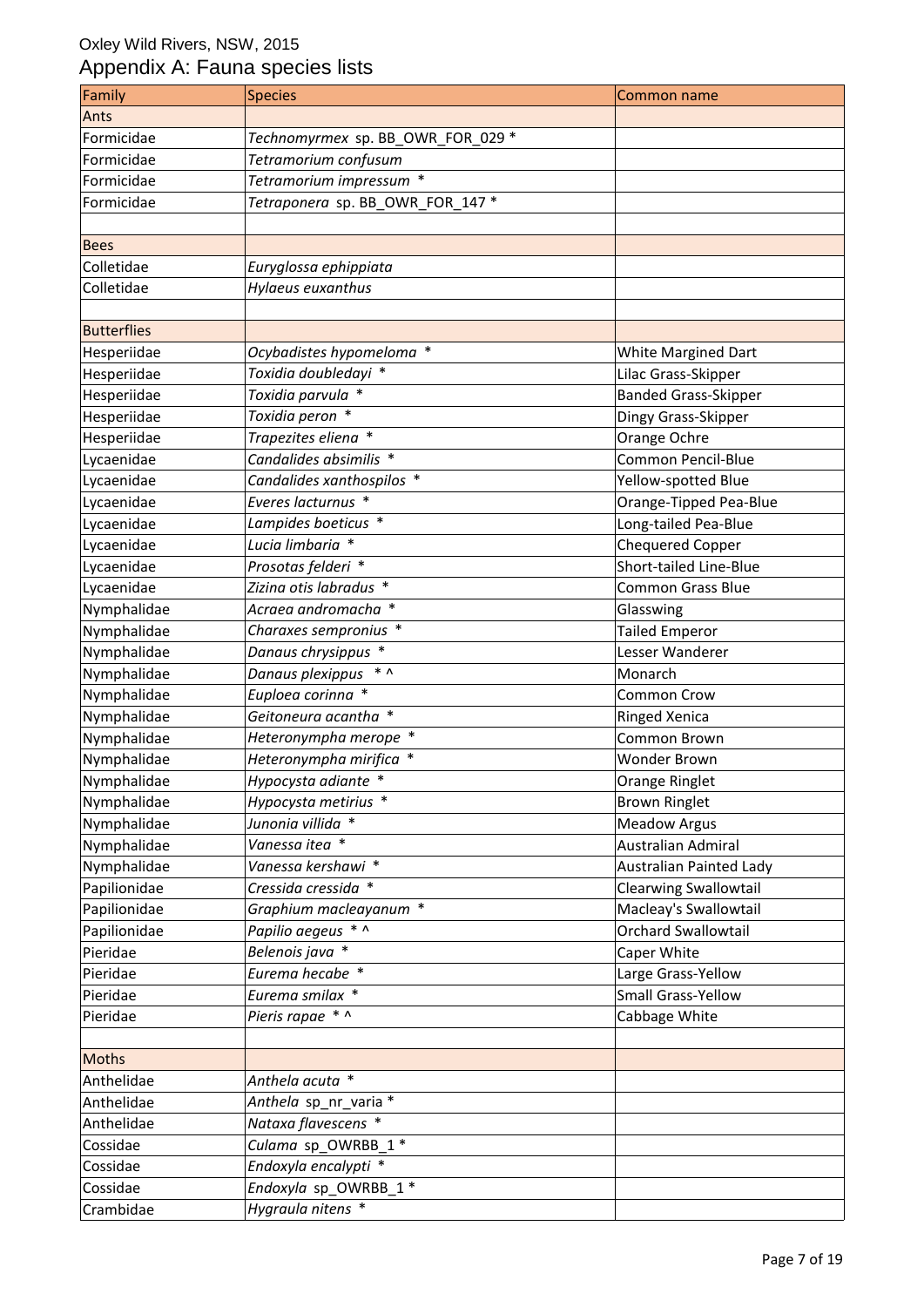Oxley Wild Rivers, NSW, 2015

# Appendix A: Fauna species lists

| Family | Species | Common name |
|---|---|---|
| Ants | | |
| Formicidae | *Technomyrmex* sp. BB_OWR_FOR_029 * | |
| Formicidae | *Tetramorium confusum* | |
| Formicidae | *Tetramorium impressum* * | |
| Formicidae | *Tetraponera* sp. BB_OWR_FOR_147 * | |
| | | |
| Bees | | |
| Colletidae | *Euryglossa ephippiata* | |
| Colletidae | *Hylaeus euxanthus* | |
| | | |
| Butterflies | | |
| Hesperiidae | *Ocybadistes hypomeloma* * | White Margined Dart |
| Hesperiidae | *Toxidia doubledayi* * | Lilac Grass-Skipper |
| Hesperiidae | *Toxidia parvula* * | Banded Grass-Skipper |
| Hesperiidae | *Toxidia peron* * | Dingy Grass-Skipper |
| Hesperiidae | *Trapezites eliena* * | Orange Ochre |
| Lycaenidae | *Candalides absimilis* * | Common Pencil-Blue |
| Lycaenidae | *Candalides xanthospilos* * | Yellow-spotted Blue |
| Lycaenidae | *Everes lacturnus* * | Orange-Tipped Pea-Blue |
| Lycaenidae | *Lampides boeticus* * | Long-tailed Pea-Blue |
| Lycaenidae | *Lucia limbaria* * | Chequered Copper |
| Lycaenidae | *Prosotas felderi* * | Short-tailed Line-Blue |
| Lycaenidae | *Zizina otis labradus* * | Common Grass Blue |
| Nymphalidae | *Acraea andromacha* * | Glasswing |
| Nymphalidae | *Charaxes sempronius* * | Tailed Emperor |
| Nymphalidae | *Danaus chrysippus* * | Lesser Wanderer |
| Nymphalidae | *Danaus plexippus* * ^ | Monarch |
| Nymphalidae | *Euploea corinna* * | Common Crow |
| Nymphalidae | *Geitoneura acantha* * | Ringed Xenica |
| Nymphalidae | *Heteronympha merope* * | Common Brown |
| Nymphalidae | *Heteronympha mirifica* * | Wonder Brown |
| Nymphalidae | *Hypocysta adiante* * | Orange Ringlet |
| Nymphalidae | *Hypocysta metirius* * | Brown Ringlet |
| Nymphalidae | *Junonia villida* * | Meadow Argus |
| Nymphalidae | *Vanessa itea* * | Australian Admiral |
| Nymphalidae | *Vanessa kershawi* * | Australian Painted Lady |
| Papilionidae | *Cressida cressida* * | Clearwing Swallowtail |
| Papilionidae | *Graphium macleayanum* * | Macleay's Swallowtail |
| Papilionidae | *Papilio aegeus* * ^ | Orchard Swallowtail |
| Pieridae | *Belenois java* * | Caper White |
| Pieridae | *Eurema hecabe* * | Large Grass-Yellow |
| Pieridae | *Eurema smilax* * | Small Grass-Yellow |
| Pieridae | *Pieris rapae* * ^ | Cabbage White |
| | | |
| Moths | | |
| Anthelidae | *Anthela acuta* * | |
| Anthelidae | *Anthela* sp_nr_varia * | |
| Anthelidae | *Nataxa flavescens* * | |
| Cossidae | *Culama* sp_OWRBB_1 * | |
| Cossidae | *Endoxyla encalypti* * | |
| Cossidae | *Endoxyla* sp_OWRBB_1 * | |
| Crambidae | *Hygraula nitens* * | |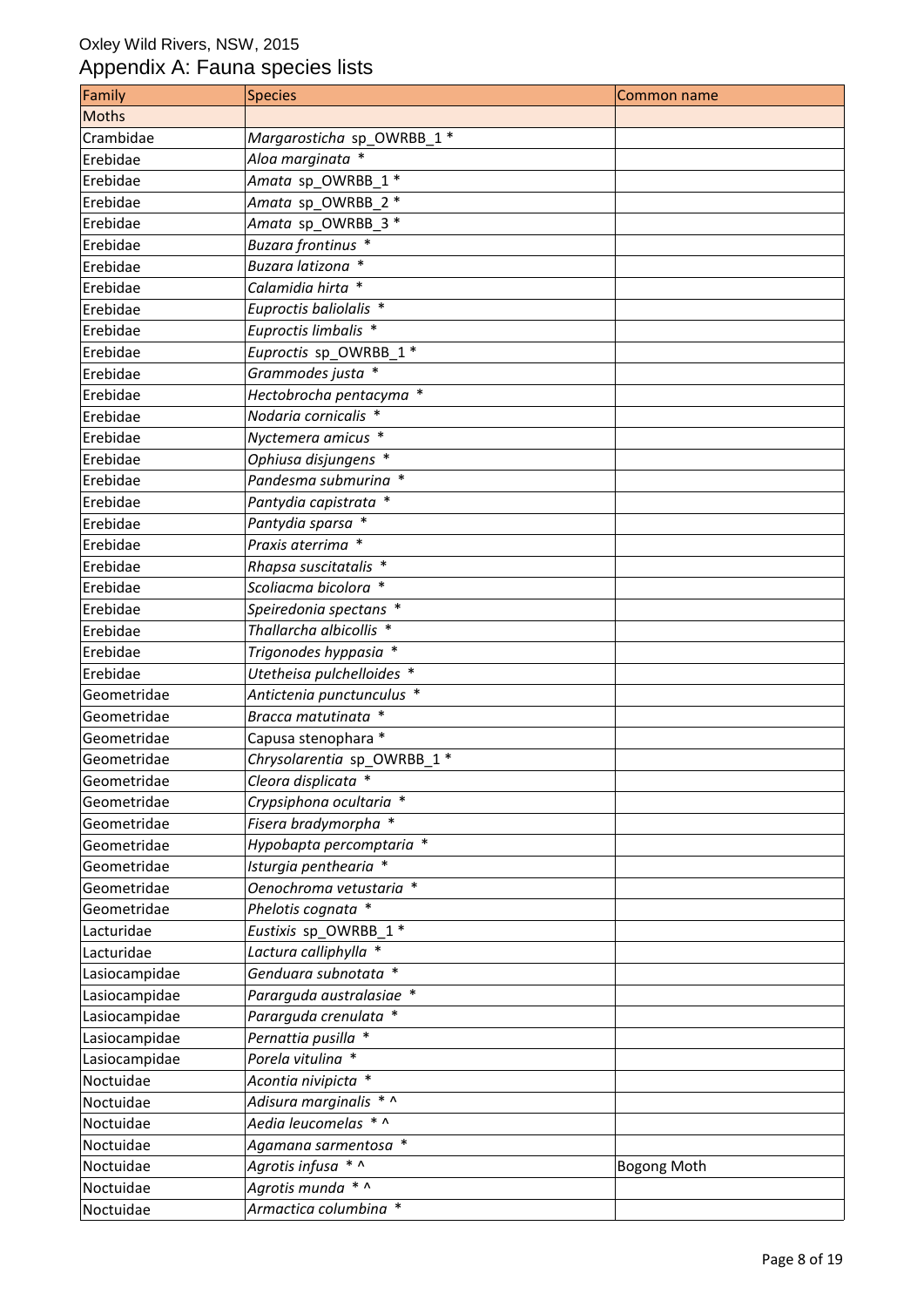Oxley Wild Rivers, NSW, 2015

# Appendix A: Fauna species lists

| Family | Species | Common name |
|---|---|---|
| Moths | | |
| Crambidae | *Margarosticha* sp_OWRBB_1 * | |
| Erebidae | *Aloa marginata* * | |
| Erebidae | *Amata* sp_OWRBB_1 * | |
| Erebidae | *Amata* sp_OWRBB_2 * | |
| Erebidae | *Amata* sp_OWRBB_3 * | |
| Erebidae | *Buzara frontinus* * | |
| Erebidae | *Buzara latizona* * | |
| Erebidae | *Calamidia hirta* * | |
| Erebidae | *Euproctis baliolalis* * | |
| Erebidae | *Euproctis limbalis* * | |
| Erebidae | *Euproctis* sp_OWRBB_1 * | |
| Erebidae | *Grammodes justa* * | |
| Erebidae | *Hectobrocha pentacyma* * | |
| Erebidae | *Nodaria cornicalis* * | |
| Erebidae | *Nyctemera amicus* * | |
| Erebidae | *Ophiusa disjungens* * | |
| Erebidae | *Pandesma submurina* * | |
| Erebidae | *Pantydia capistrata* * | |
| Erebidae | *Pantydia sparsa* * | |
| Erebidae | *Praxis aterrima* * | |
| Erebidae | *Rhapsa suscitatalis* * | |
| Erebidae | *Scoliacma bicolora* * | |
| Erebidae | *Speiredonia spectans* * | |
| Erebidae | *Thallarcha albicollis* * | |
| Erebidae | *Trigonodes hyppasia* * | |
| Erebidae | *Utetheisa pulchelloides* * | |
| Geometridae | *Antictenia punctunculus* * | |
| Geometridae | *Bracca matutinata* * | |
| Geometridae | Capusa stenophara * | |
| Geometridae | *Chrysolarentia* sp_OWRBB_1 * | |
| Geometridae | *Cleora displicata* * | |
| Geometridae | *Crypsiphona ocultaria* * | |
| Geometridae | *Fisera bradymorpha* * | |
| Geometridae | *Hypobapta percomptaria* * | |
| Geometridae | *Isturgia penthearia* * | |
| Geometridae | *Oenochroma vetustaria* * | |
| Geometridae | *Phelotis cognata* * | |
| Lacturidae | *Eustixis* sp_OWRBB_1 * | |
| Lacturidae | *Lactura calliphylla* * | |
| Lasiocampidae | *Genduara subnotata* * | |
| Lasiocampidae | *Pararguda australasiae* * | |
| Lasiocampidae | *Pararguda crenulata* * | |
| Lasiocampidae | *Pernattia pusilla* * | |
| Lasiocampidae | *Porela vitulina* * | |
| Noctuidae | *Acontia nivipicta* * | |
| Noctuidae | *Adisura marginalis* * ^ | |
| Noctuidae | *Aedia leucomelas* * ^ | |
| Noctuidae | *Agamana sarmentosa* * | |
| Noctuidae | *Agrotis infusa* * ^ | Bogong Moth |
| Noctuidae | *Agrotis munda* * ^ | |
| Noctuidae | *Armactica columbina* * | |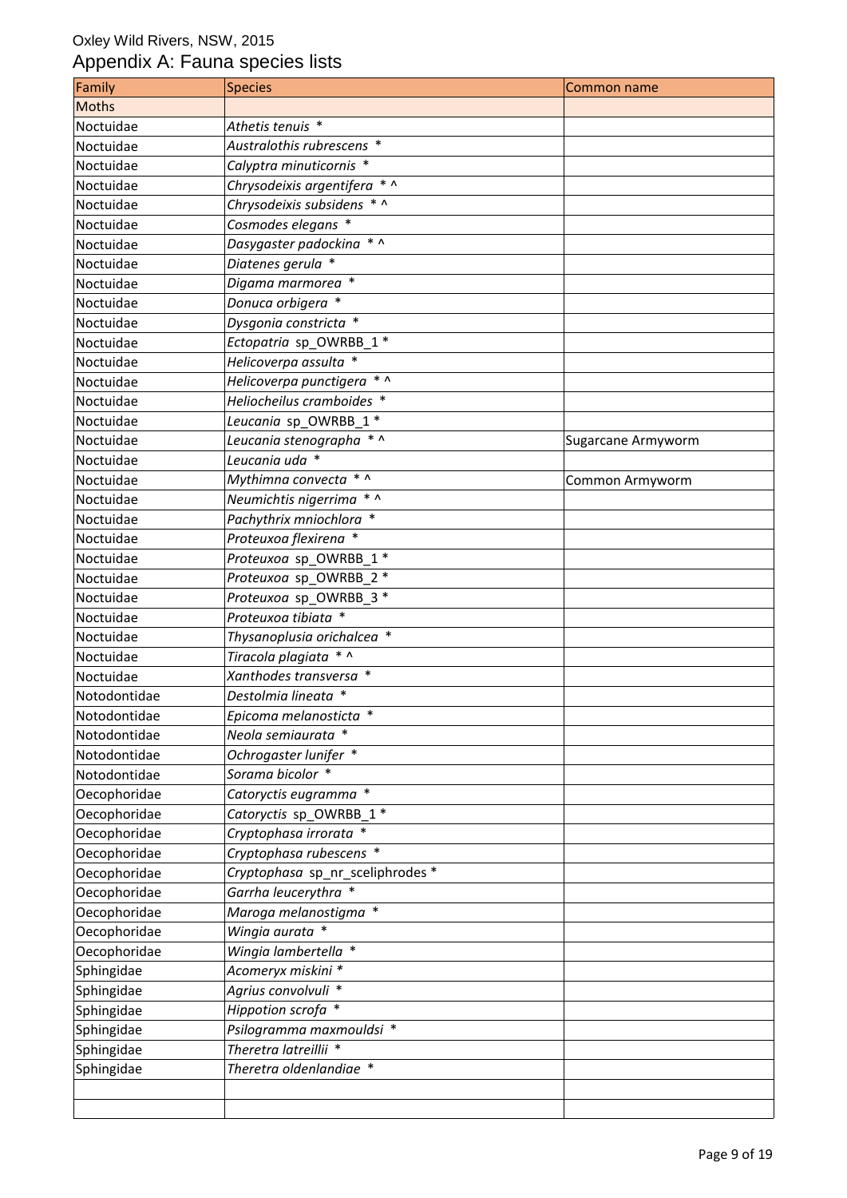Oxley Wild Rivers, NSW, 2015

# Appendix A: Fauna species lists

| Family | Species | Common name |
|---|---|---|
| Moths | | |
| Noctuidae | *Athetis tenuis* * | |
| Noctuidae | *Australothis rubrescens* * | |
| Noctuidae | *Calyptra minuticornis* * | |
| Noctuidae | *Chrysodeixis argentifera* * ^ | |
| Noctuidae | *Chrysodeixis subsidens* * ^ | |
| Noctuidae | *Cosmodes elegans* * | |
| Noctuidae | *Dasygaster padockina* * ^ | |
| Noctuidae | *Diatenes gerula* * | |
| Noctuidae | *Digama marmorea* * | |
| Noctuidae | *Donuca orbigera* * | |
| Noctuidae | *Dysgonia constricta* * | |
| Noctuidae | *Ectopatria* sp_OWRBB_1 * | |
| Noctuidae | *Helicoverpa assulta* * | |
| Noctuidae | *Helicoverpa punctigera* * ^ | |
| Noctuidae | *Heliocheilus cramboides* * | |
| Noctuidae | *Leucania* sp_OWRBB_1 * | |
| Noctuidae | *Leucania stenographa* * ^ | Sugarcane Armyworm |
| Noctuidae | *Leucania uda* * | |
| Noctuidae | *Mythimna convecta* * ^ | Common Armyworm |
| Noctuidae | *Neumichtis nigerrima* * ^ | |
| Noctuidae | *Pachythrix mniochlora* * | |
| Noctuidae | *Proteuxoa flexirena* * | |
| Noctuidae | *Proteuxoa* sp_OWRBB_1 * | |
| Noctuidae | *Proteuxoa* sp_OWRBB_2 * | |
| Noctuidae | *Proteuxoa* sp_OWRBB_3 * | |
| Noctuidae | *Proteuxoa tibiata* * | |
| Noctuidae | *Thysanoplusia orichalcea* * | |
| Noctuidae | *Tiracola plagiata* * ^ | |
| Noctuidae | *Xanthodes transversa* * | |
| Notodontidae | *Destolmia lineata* * | |
| Notodontidae | *Epicoma melanosticta* * | |
| Notodontidae | *Neola semiaurata* * | |
| Notodontidae | *Ochrogaster lunifer* * | |
| Notodontidae | *Sorama bicolor* * | |
| Oecophoridae | *Catoryctis eugramma* * | |
| Oecophoridae | *Catoryctis* sp_OWRBB_1 * | |
| Oecophoridae | *Cryptophasa irrorata* * | |
| Oecophoridae | *Cryptophasa rubescens* * | |
| Oecophoridae | *Cryptophasa* sp_nr_sceliphrodes * | |
| Oecophoridae | *Garrha leucerythra* * | |
| Oecophoridae | *Maroga melanostigma* * | |
| Oecophoridae | *Wingia aurata* * | |
| Oecophoridae | *Wingia lambertella* * | |
| Sphingidae | *Acomeryx miskini* * | |
| Sphingidae | *Agrius convolvuli* * | |
| Sphingidae | *Hippotion scrofa* * | |
| Sphingidae | *Psilogramma maxmouldsi* * | |
| Sphingidae | *Theretra latreillii* * | |
| Sphingidae | *Theretra oldenlandiae* * | |
| | | |
| | | |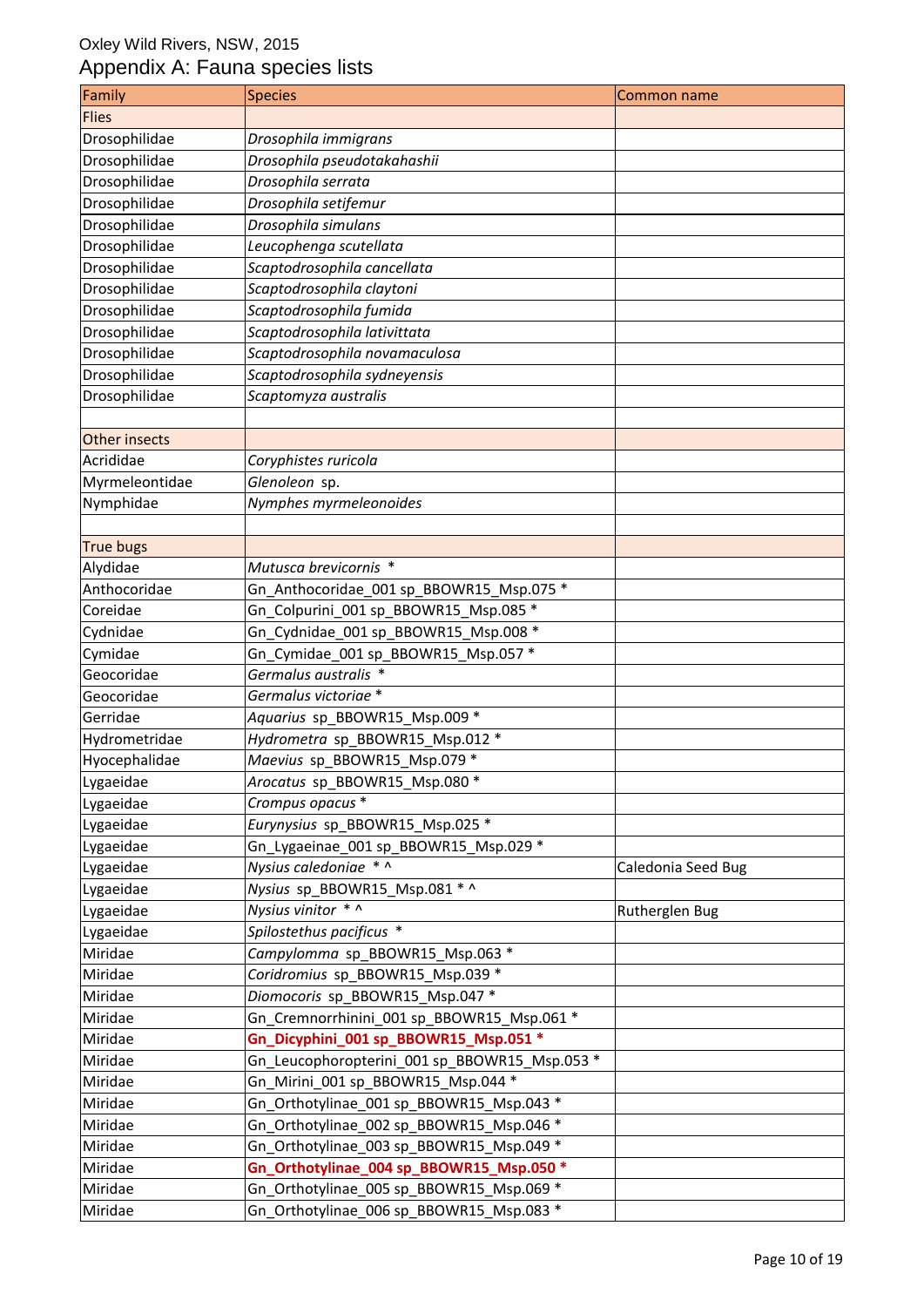Oxley Wild Rivers, NSW, 2015

# Appendix A: Fauna species lists

| Family | Species | Common name |
|---|---|---|
| Flies | | |
| Drosophilidae | *Drosophila immigrans* | |
| Drosophilidae | *Drosophila pseudotakahashii* | |
| Drosophilidae | *Drosophila serrata* | |
| Drosophilidae | *Drosophila setifemur* | |
| Drosophilidae | *Drosophila simulans* | |
| Drosophilidae | *Leucophenga scutellata* | |
| Drosophilidae | *Scaptodrosophila cancellata* | |
| Drosophilidae | *Scaptodrosophila claytoni* | |
| Drosophilidae | *Scaptodrosophila fumida* | |
| Drosophilidae | *Scaptodrosophila lativittata* | |
| Drosophilidae | *Scaptodrosophila novamaculosa* | |
| Drosophilidae | *Scaptodrosophila sydneyensis* | |
| Drosophilidae | *Scaptomyza australis* | |
| | | |
| Other insects | | |
| Acrididae | *Coryphistes ruricola* | |
| Myrmeleontidae | *Glenoleon* sp. | |
| Nymphidae | *Nymphes myrmeleonoides* | |
| | | |
| True bugs | | |
| Alydidae | *Mutusca brevicornis* * | |
| Anthocoridae | Gn_Anthocoridae_001 sp_BBOWR15_Msp.075 * | |
| Coreidae | Gn_Colpurini_001 sp_BBOWR15_Msp.085 * | |
| Cydnidae | Gn_Cydnidae_001 sp_BBOWR15_Msp.008 * | |
| Cymidae | Gn_Cymidae_001 sp_BBOWR15_Msp.057 * | |
| Geocoridae | *Germalus australis* * | |
| Geocoridae | *Germalus victoriae* * | |
| Gerridae | *Aquarius* sp_BBOWR15_Msp.009 * | |
| Hydrometridae | *Hydrometra* sp_BBOWR15_Msp.012 * | |
| Hyocephalidae | *Maevius* sp_BBOWR15_Msp.079 * | |
| Lygaeidae | *Arocatus* sp_BBOWR15_Msp.080 * | |
| Lygaeidae | *Crompus opacus* * | |
| Lygaeidae | *Eurynysius* sp_BBOWR15_Msp.025 * | |
| Lygaeidae | Gn_Lygaeinae_001 sp_BBOWR15_Msp.029 * | |
| Lygaeidae | *Nysius caledoniae* * ^ | Caledonia Seed Bug |
| Lygaeidae | *Nysius* sp_BBOWR15_Msp.081 * ^ | |
| Lygaeidae | *Nysius vinitor* * ^ | Rutherglen Bug |
| Lygaeidae | *Spilostethus pacificus* * | |
| Miridae | *Campylomma* sp_BBOWR15_Msp.063 * | |
| Miridae | *Coridromius* sp_BBOWR15_Msp.039 * | |
| Miridae | *Diomocoris* sp_BBOWR15_Msp.047 * | |
| Miridae | Gn_Cremnorrhinini_001 sp_BBOWR15_Msp.061 * | |
| Miridae | **Gn_Dicyphini_001 sp_BBOWR15_Msp.051 *** | |
| Miridae | Gn_Leucophoropterini_001 sp_BBOWR15_Msp.053 * | |
| Miridae | Gn_Mirini_001 sp_BBOWR15_Msp.044 * | |
| Miridae | Gn_Orthotylinae_001 sp_BBOWR15_Msp.043 * | |
| Miridae | Gn_Orthotylinae_002 sp_BBOWR15_Msp.046 * | |
| Miridae | Gn_Orthotylinae_003 sp_BBOWR15_Msp.049 * | |
| Miridae | **Gn_Orthotylinae_004 sp_BBOWR15_Msp.050 *** | |
| Miridae | Gn_Orthotylinae_005 sp_BBOWR15_Msp.069 * | |
| Miridae | Gn_Orthotylinae_006 sp_BBOWR15_Msp.083 * | |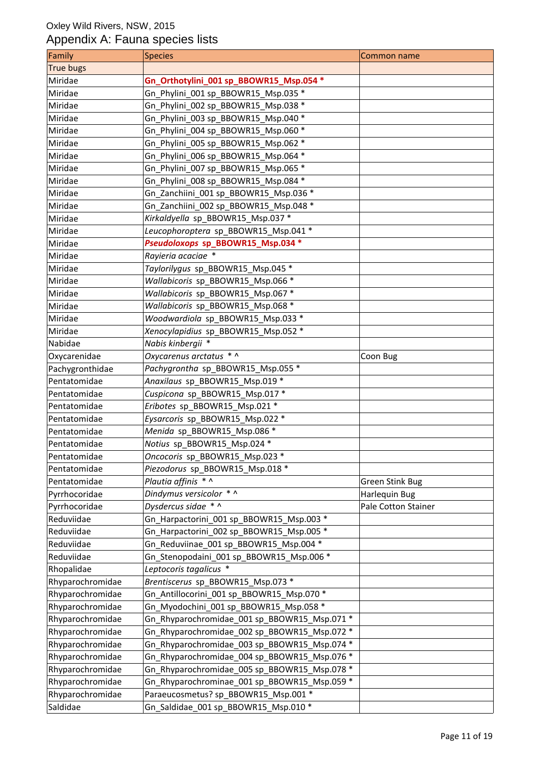Oxley Wild Rivers, NSW, 2015

# Appendix A: Fauna species lists

| Family | Species | Common name |
|---|---|---|
| True bugs | | |
| Miridae | **Gn_Orthotylini_001 sp_BBOWR15_Msp.054 *** | |
| Miridae | Gn_Phylini_001 sp_BBOWR15_Msp.035 * | |
| Miridae | Gn_Phylini_002 sp_BBOWR15_Msp.038 * | |
| Miridae | Gn_Phylini_003 sp_BBOWR15_Msp.040 * | |
| Miridae | Gn_Phylini_004 sp_BBOWR15_Msp.060 * | |
| Miridae | Gn_Phylini_005 sp_BBOWR15_Msp.062 * | |
| Miridae | Gn_Phylini_006 sp_BBOWR15_Msp.064 * | |
| Miridae | Gn_Phylini_007 sp_BBOWR15_Msp.065 * | |
| Miridae | Gn_Phylini_008 sp_BBOWR15_Msp.084 * | |
| Miridae | Gn_Zanchiini_001 sp_BBOWR15_Msp.036 * | |
| Miridae | Gn_Zanchiini_002 sp_BBOWR15_Msp.048 * | |
| Miridae | *Kirkaldyella* sp_BBOWR15_Msp.037 * | |
| Miridae | *Leucophoroptera* sp_BBOWR15_Msp.041 * | |
| Miridae | ***Pseudoloxops* sp_BBOWR15_Msp.034 *** | |
| Miridae | *Rayieria acaciae* * | |
| Miridae | *Taylorilygus* sp_BBOWR15_Msp.045 * | |
| Miridae | *Wallabicoris* sp_BBOWR15_Msp.066 * | |
| Miridae | *Wallabicoris* sp_BBOWR15_Msp.067 * | |
| Miridae | *Wallabicoris* sp_BBOWR15_Msp.068 * | |
| Miridae | *Woodwardiola* sp_BBOWR15_Msp.033 * | |
| Miridae | *Xenocylapidius* sp_BBOWR15_Msp.052 * | |
| Nabidae | *Nabis kinbergii* * | |
| Oxycarenidae | *Oxycarenus arctatus* * ^ | Coon Bug |
| Pachygronthidae | *Pachygrontha* sp_BBOWR15_Msp.055 * | |
| Pentatomidae | *Anaxilaus* sp_BBOWR15_Msp.019 * | |
| Pentatomidae | *Cuspicona* sp_BBOWR15_Msp.017 * | |
| Pentatomidae | *Eribotes* sp_BBOWR15_Msp.021 * | |
| Pentatomidae | *Eysarcoris* sp_BBOWR15_Msp.022 * | |
| Pentatomidae | *Menida* sp_BBOWR15_Msp.086 * | |
| Pentatomidae | *Notius* sp_BBOWR15_Msp.024 * | |
| Pentatomidae | *Oncocoris* sp_BBOWR15_Msp.023 * | |
| Pentatomidae | *Piezodorus* sp_BBOWR15_Msp.018 * | |
| Pentatomidae | *Plautia affinis* * ^ | Green Stink Bug |
| Pyrrhocoridae | *Dindymus versicolor* * ^ | Harlequin Bug |
| Pyrrhocoridae | *Dysdercus sidae* * ^ | Pale Cotton Stainer |
| Reduviidae | Gn_Harpactorini_001 sp_BBOWR15_Msp.003 * | |
| Reduviidae | Gn_Harpactorini_002 sp_BBOWR15_Msp.005 * | |
| Reduviidae | Gn_Reduviinae_001 sp_BBOWR15_Msp.004 * | |
| Reduviidae | Gn_Stenopodaini_001 sp_BBOWR15_Msp.006 * | |
| Rhopalidae | *Leptocoris tagalicus* * | |
| Rhyparochromidae | *Brentiscerus* sp_BBOWR15_Msp.073 * | |
| Rhyparochromidae | Gn_Antillocorini_001 sp_BBOWR15_Msp.070 * | |
| Rhyparochromidae | Gn_Myodochini_001 sp_BBOWR15_Msp.058 * | |
| Rhyparochromidae | Gn_Rhyparochromidae_001 sp_BBOWR15_Msp.071 * | |
| Rhyparochromidae | Gn_Rhyparochromidae_002 sp_BBOWR15_Msp.072 * | |
| Rhyparochromidae | Gn_Rhyparochromidae_003 sp_BBOWR15_Msp.074 * | |
| Rhyparochromidae | Gn_Rhyparochromidae_004 sp_BBOWR15_Msp.076 * | |
| Rhyparochromidae | Gn_Rhyparochromidae_005 sp_BBOWR15_Msp.078 * | |
| Rhyparochromidae | Gn_Rhyparochrominae_001 sp_BBOWR15_Msp.059 * | |
| Rhyparochromidae | Paraeucosmetus? sp_BBOWR15_Msp.001 * | |
| Saldidae | Gn_Saldidae_001 sp_BBOWR15_Msp.010 * | |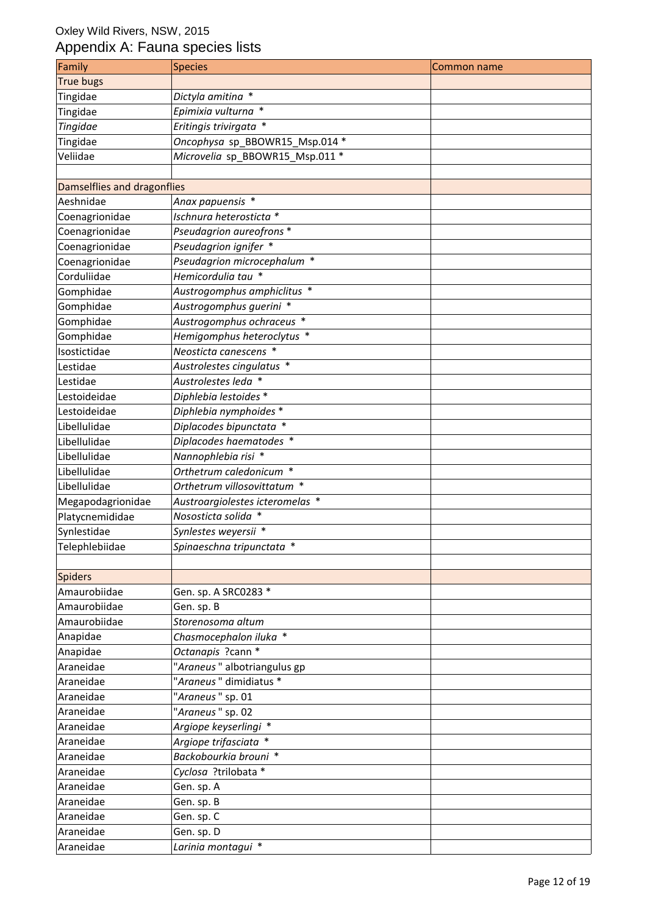Oxley Wild Rivers, NSW, 2015

# Appendix A: Fauna species lists

| Family | Species | Common name |
|---|---|---|
| True bugs | | |
| Tingidae | *Dictyla amitina* * | |
| Tingidae | *Epimixia vulturna* * | |
| *Tingidae* | *Eritingis trivirgata* * | |
| Tingidae | *Oncophysa* sp_BBOWR15_Msp.014 * | |
| Veliidae | *Microvelia* sp_BBOWR15_Msp.011 * | |
| | | |
| Damselflies and dragonflies | | |
| Aeshnidae | *Anax papuensis* * | |
| Coenagrionidae | *Ischnura heterosticta* * | |
| Coenagrionidae | *Pseudagrion aureofrons* * | |
| Coenagrionidae | *Pseudagrion ignifer* * | |
| Coenagrionidae | *Pseudagrion microcephalum* * | |
| Corduliidae | *Hemicordulia tau* * | |
| Gomphidae | *Austrogomphus amphiclitus* * | |
| Gomphidae | *Austrogomphus guerini* * | |
| Gomphidae | *Austrogomphus ochraceus* * | |
| Gomphidae | *Hemigomphus heteroclytus* * | |
| Isostictidae | *Neosticta canescens* * | |
| Lestidae | *Austrolestes cingulatus* * | |
| Lestidae | *Austrolestes leda* * | |
| Lestoideidae | *Diphlebia lestoides* * | |
| Lestoideidae | *Diphlebia nymphoides* * | |
| Libellulidae | *Diplacodes bipunctata* * | |
| Libellulidae | *Diplacodes haematodes* * | |
| Libellulidae | *Nannophlebia risi* * | |
| Libellulidae | *Orthetrum caledonicum* * | |
| Libellulidae | *Orthetrum villosovittatum* * | |
| Megapodagrionidae | *Austroargiolestes icteromelas* * | |
| Platycnemididae | *Nososticta solida* * | |
| Synlestidae | *Synlestes weyersii* * | |
| Telephlebiidae | *Spinaeschna tripunctata* * | |
| | | |
| Spiders | | |
| Amaurobiidae | Gen. sp. A SRC0283 * | |
| Amaurobiidae | Gen. sp. B | |
| Amaurobiidae | *Storenosoma altum* | |
| Anapidae | *Chasmocephalon iluka* * | |
| Anapidae | *Octanapis* ?cann * | |
| Araneidae | "*Araneus*" albotriangulus gp | |
| Araneidae | "*Araneus*" dimidiatus * | |
| Araneidae | "*Araneus*" sp. 01 | |
| Araneidae | "*Araneus*" sp. 02 | |
| Araneidae | *Argiope keyserlingi* * | |
| Araneidae | *Argiope trifasciata* * | |
| Araneidae | *Backobourkia brouni* * | |
| Araneidae | *Cyclosa* ?trilobata * | |
| Araneidae | Gen. sp. A | |
| Araneidae | Gen. sp. B | |
| Araneidae | Gen. sp. C | |
| Araneidae | Gen. sp. D | |
| Araneidae | *Larinia montagui* * | |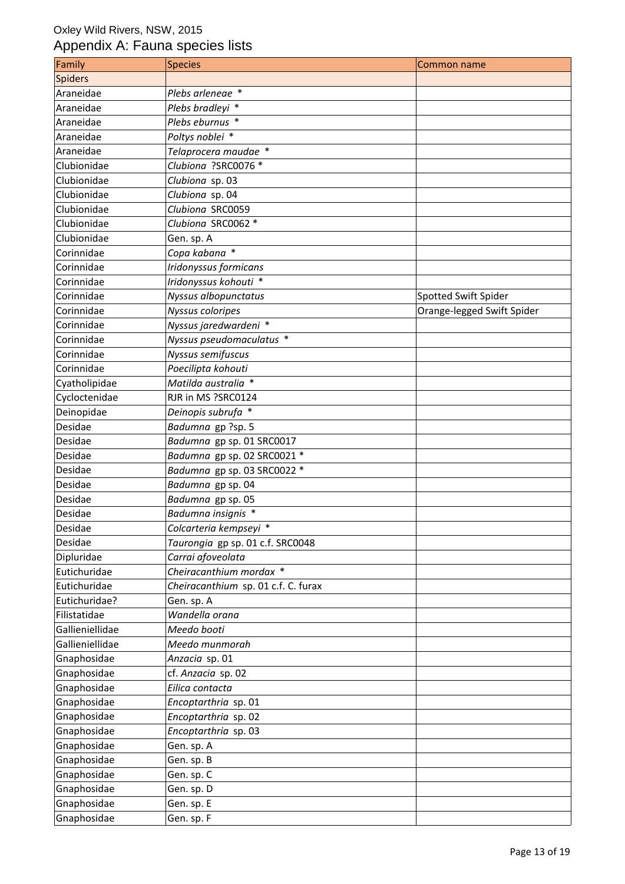Oxley Wild Rivers, NSW, 2015

# Appendix A: Fauna species lists

| Family | Species | Common name |
|---|---|---|
| Spiders | | |
| Araneidae | *Plebs arleneae* * | |
| Araneidae | *Plebs bradleyi* * | |
| Araneidae | *Plebs eburnus* * | |
| Araneidae | *Poltys noblei* * | |
| Araneidae | *Telaprocera maudae* * | |
| Clubionidae | *Clubiona* ?SRC0076 * | |
| Clubionidae | *Clubiona* sp. 03 | |
| Clubionidae | *Clubiona* sp. 04 | |
| Clubionidae | *Clubiona* SRC0059 | |
| Clubionidae | *Clubiona* SRC0062 * | |
| Clubionidae | Gen. sp. A | |
| Corinnidae | *Copa kabana* * | |
| Corinnidae | *Iridonyssus formicans* | |
| Corinnidae | *Iridonyssus kohouti* * | |
| Corinnidae | *Nyssus albopunctatus* | Spotted Swift Spider |
| Corinnidae | *Nyssus coloripes* | Orange-legged Swift Spider |
| Corinnidae | *Nyssus jaredwardeni* * | |
| Corinnidae | *Nyssus pseudomaculatus* * | |
| Corinnidae | *Nyssus semifuscus* | |
| Corinnidae | *Poecilipta kohouti* | |
| Cyatholipidae | *Matilda australia* * | |
| Cycloctenidae | RJR in MS ?SRC0124 | |
| Deinopidae | *Deinopis subrufa* * | |
| Desidae | *Badumna* gp ?sp. 5 | |
| Desidae | *Badumna* gp sp. 01 SRC0017 | |
| Desidae | *Badumna* gp sp. 02 SRC0021 * | |
| Desidae | *Badumna* gp sp. 03 SRC0022 * | |
| Desidae | *Badumna* gp sp. 04 | |
| Desidae | *Badumna* gp sp. 05 | |
| Desidae | *Badumna insignis* * | |
| Desidae | *Colcarteria kempseyi* * | |
| Desidae | *Taurongia* gp sp. 01 c.f. SRC0048 | |
| Dipluridae | *Carrai afoveolata* | |
| Eutichuridae | *Cheiracanthium mordax* * | |
| Eutichuridae | *Cheiracanthium* sp. 01 c.f. C. furax | |
| Eutichuridae? | Gen. sp. A | |
| Filistatidae | *Wandella orana* | |
| Gallieniellidae | *Meedo booti* | |
| Gallieniellidae | *Meedo munmorah* | |
| Gnaphosidae | *Anzacia* sp. 01 | |
| Gnaphosidae | cf. *Anzacia* sp. 02 | |
| Gnaphosidae | *Eilica contacta* | |
| Gnaphosidae | *Encoptarthria* sp. 01 | |
| Gnaphosidae | *Encoptarthria* sp. 02 | |
| Gnaphosidae | *Encoptarthria* sp. 03 | |
| Gnaphosidae | Gen. sp. A | |
| Gnaphosidae | Gen. sp. B | |
| Gnaphosidae | Gen. sp. C | |
| Gnaphosidae | Gen. sp. D | |
| Gnaphosidae | Gen. sp. E | |
| Gnaphosidae | Gen. sp. F | |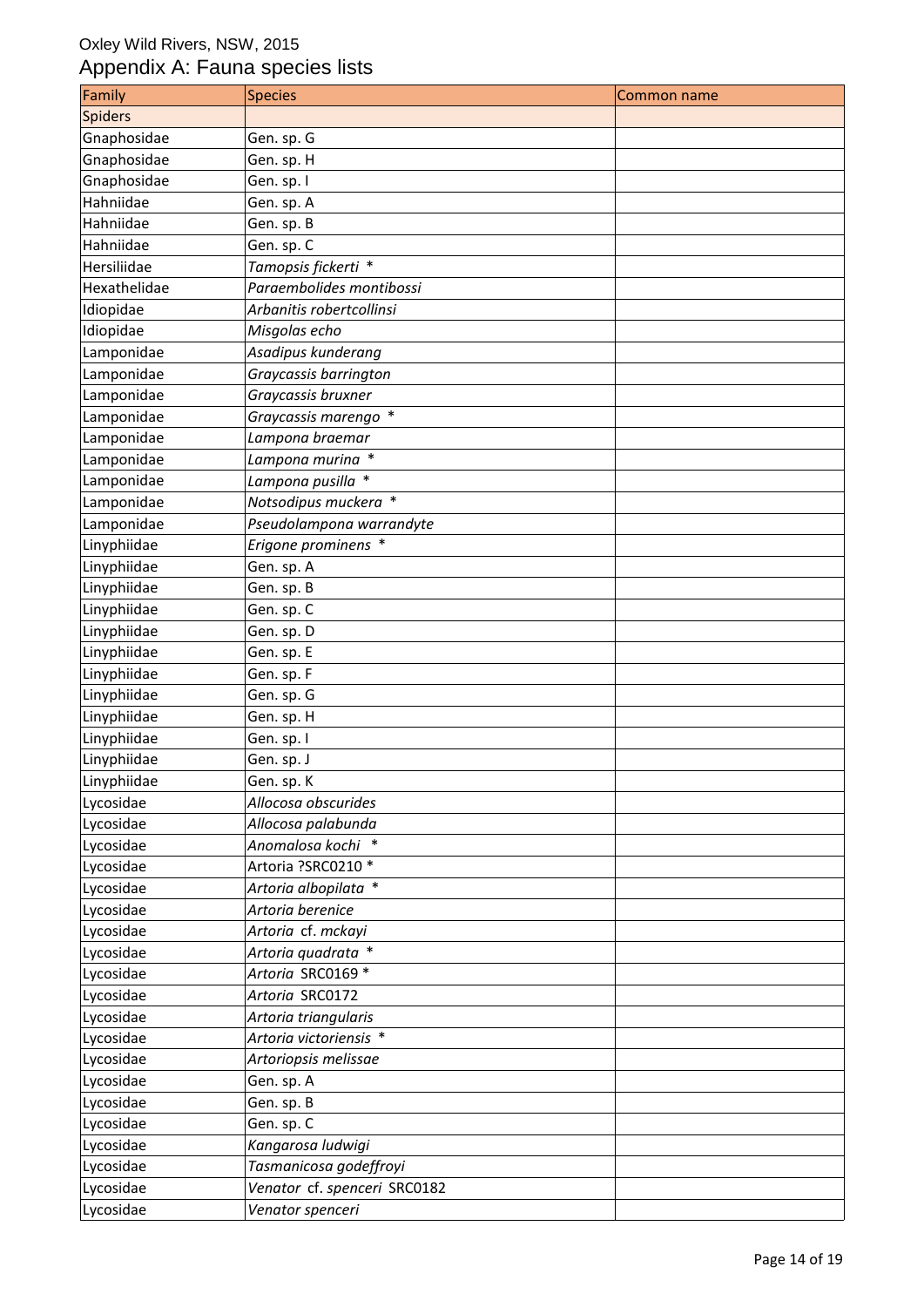Oxley Wild Rivers, NSW, 2015

# Appendix A: Fauna species lists

| Family | Species | Common name |
|---|---|---|
| Spiders | | |
| Gnaphosidae | Gen. sp. G | |
| Gnaphosidae | Gen. sp. H | |
| Gnaphosidae | Gen. sp. I | |
| Hahniidae | Gen. sp. A | |
| Hahniidae | Gen. sp. B | |
| Hahniidae | Gen. sp. C | |
| Hersiliidae | *Tamopsis fickerti* * | |
| Hexathelidae | *Paraembolides montibossi* | |
| Idiopidae | *Arbanitis robertcollinsi* | |
| Idiopidae | *Misgolas echo* | |
| Lamponidae | *Asadipus kunderang* | |
| Lamponidae | *Graycassis barrington* | |
| Lamponidae | *Graycassis bruxner* | |
| Lamponidae | *Graycassis marengo* * | |
| Lamponidae | *Lampona braemar* | |
| Lamponidae | *Lampona murina* * | |
| Lamponidae | *Lampona pusilla* * | |
| Lamponidae | *Notsodipus muckera* * | |
| Lamponidae | *Pseudolampona warrandyte* | |
| Linyphiidae | *Erigone prominens* * | |
| Linyphiidae | Gen. sp. A | |
| Linyphiidae | Gen. sp. B | |
| Linyphiidae | Gen. sp. C | |
| Linyphiidae | Gen. sp. D | |
| Linyphiidae | Gen. sp. E | |
| Linyphiidae | Gen. sp. F | |
| Linyphiidae | Gen. sp. G | |
| Linyphiidae | Gen. sp. H | |
| Linyphiidae | Gen. sp. I | |
| Linyphiidae | Gen. sp. J | |
| Linyphiidae | Gen. sp. K | |
| Lycosidae | *Allocosa obscurides* | |
| Lycosidae | *Allocosa palabunda* | |
| Lycosidae | *Anomalosa kochi* * | |
| Lycosidae | Artoria ?SRC0210 * | |
| Lycosidae | *Artoria albopilata* * | |
| Lycosidae | *Artoria berenice* | |
| Lycosidae | *Artoria* cf. *mckayi* | |
| Lycosidae | *Artoria quadrata* * | |
| Lycosidae | *Artoria* SRC0169 * | |
| Lycosidae | *Artoria* SRC0172 | |
| Lycosidae | *Artoria triangularis* | |
| Lycosidae | *Artoria victoriensis* * | |
| Lycosidae | *Artoriopsis melissae* | |
| Lycosidae | Gen. sp. A | |
| Lycosidae | Gen. sp. B | |
| Lycosidae | Gen. sp. C | |
| Lycosidae | *Kangarosa ludwigi* | |
| Lycosidae | *Tasmanicosa godeffroyi* | |
| Lycosidae | *Venator* cf. *spenceri* SRC0182 | |
| Lycosidae | *Venator spenceri* | |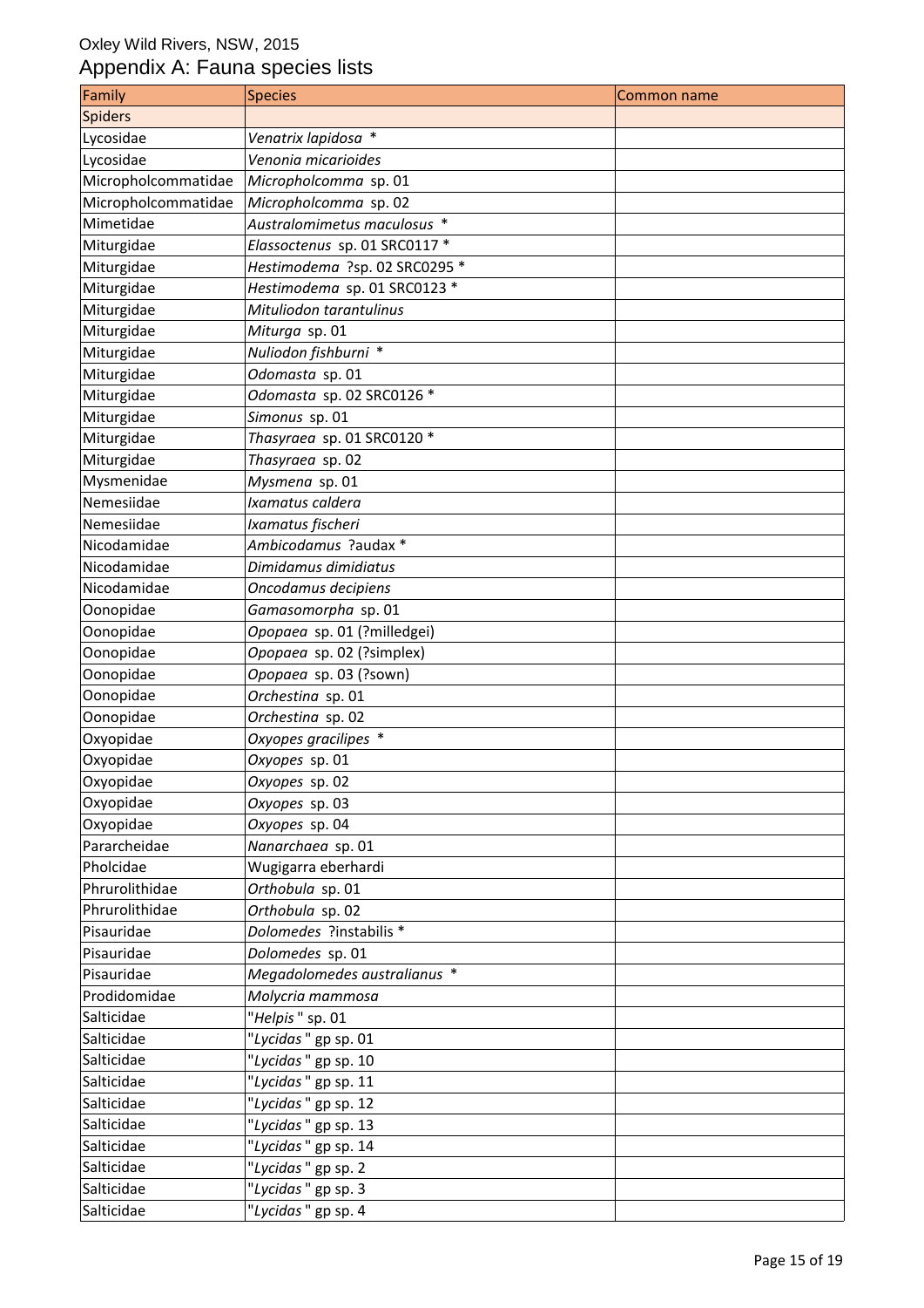Oxley Wild Rivers, NSW, 2015

# Appendix A: Fauna species lists

| Family | Species | Common name |
|---|---|---|
| Spiders | | |
| Lycosidae | *Venatrix lapidosa* * | |
| Lycosidae | *Venonia micarioides* | |
| Micropholcommatidae | *Micropholcomma* sp. 01 | |
| Micropholcommatidae | *Micropholcomma* sp. 02 | |
| Mimetidae | *Australomimetus maculosus* * | |
| Miturgidae | *Elassoctenus* sp. 01 SRC0117 * | |
| Miturgidae | *Hestimodema* ?sp. 02 SRC0295 * | |
| Miturgidae | *Hestimodema* sp. 01 SRC0123 * | |
| Miturgidae | *Mituliodon tarantulinus* | |
| Miturgidae | *Miturga* sp. 01 | |
| Miturgidae | *Nuliodon fishburni* * | |
| Miturgidae | *Odomasta* sp. 01 | |
| Miturgidae | *Odomasta* sp. 02 SRC0126 * | |
| Miturgidae | *Simonus* sp. 01 | |
| Miturgidae | *Thasyraea* sp. 01 SRC0120 * | |
| Miturgidae | *Thasyraea* sp. 02 | |
| Mysmenidae | *Mysmena* sp. 01 | |
| Nemesiidae | *Ixamatus caldera* | |
| Nemesiidae | *Ixamatus fischeri* | |
| Nicodamidae | *Ambicodamus* ?audax * | |
| Nicodamidae | *Dimidamus dimidiatus* | |
| Nicodamidae | *Oncodamus decipiens* | |
| Oonopidae | *Gamasomorpha* sp. 01 | |
| Oonopidae | *Opopaea* sp. 01 (?milledgei) | |
| Oonopidae | *Opopaea* sp. 02 (?simplex) | |
| Oonopidae | *Opopaea* sp. 03 (?sown) | |
| Oonopidae | *Orchestina* sp. 01 | |
| Oonopidae | *Orchestina* sp. 02 | |
| Oxyopidae | *Oxyopes gracilipes* * | |
| Oxyopidae | *Oxyopes* sp. 01 | |
| Oxyopidae | *Oxyopes* sp. 02 | |
| Oxyopidae | *Oxyopes* sp. 03 | |
| Oxyopidae | *Oxyopes* sp. 04 | |
| Pararcheidae | *Nanarchaea* sp. 01 | |
| Pholcidae | Wugigarra eberhardi | |
| Phrurolithidae | *Orthobula* sp. 01 | |
| Phrurolithidae | *Orthobula* sp. 02 | |
| Pisauridae | *Dolomedes* ?instabilis * | |
| Pisauridae | *Dolomedes* sp. 01 | |
| Pisauridae | *Megadolomedes australianus* * | |
| Prodidomidae | *Molycria mammosa* | |
| Salticidae | "*Helpis*" sp. 01 | |
| Salticidae | "*Lycidas*" gp sp. 01 | |
| Salticidae | "*Lycidas*" gp sp. 10 | |
| Salticidae | "*Lycidas*" gp sp. 11 | |
| Salticidae | "*Lycidas*" gp sp. 12 | |
| Salticidae | "*Lycidas*" gp sp. 13 | |
| Salticidae | "*Lycidas*" gp sp. 14 | |
| Salticidae | "*Lycidas*" gp sp. 2 | |
| Salticidae | "*Lycidas*" gp sp. 3 | |
| Salticidae | "*Lycidas*" gp sp. 4 | |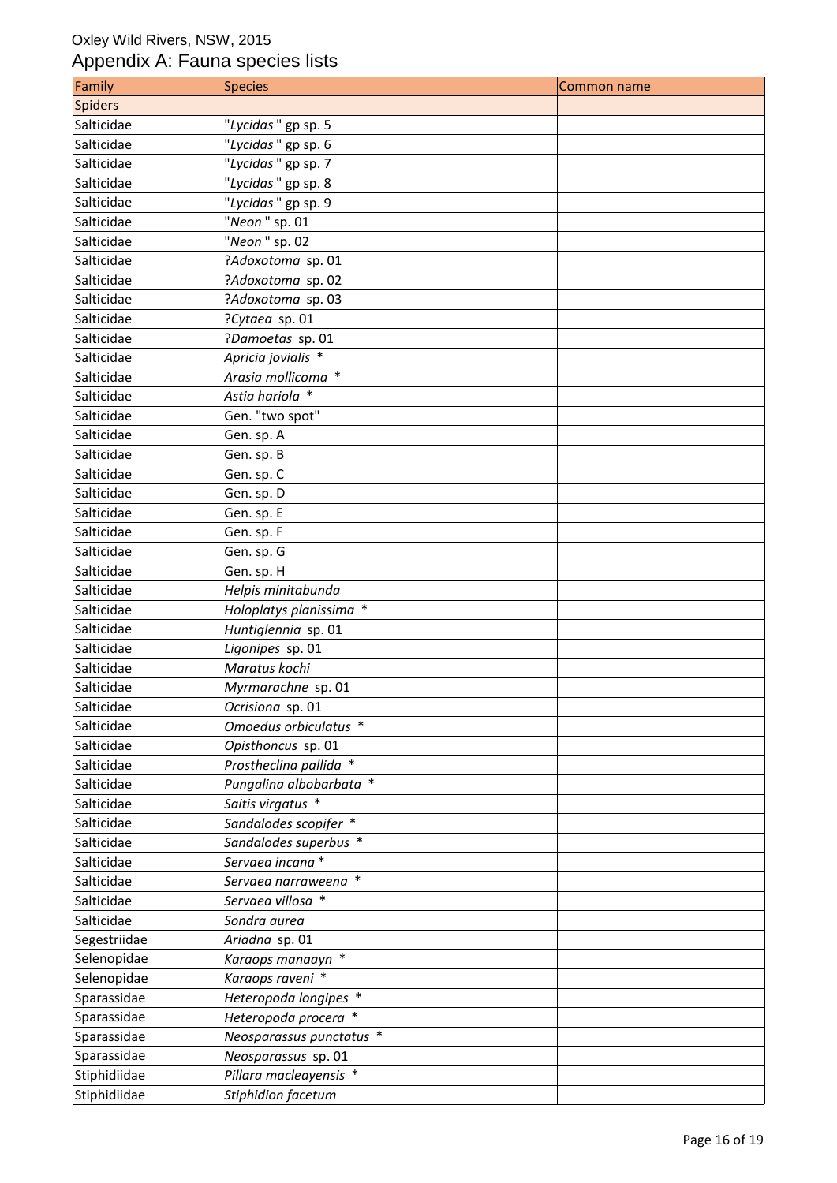Oxley Wild Rivers, NSW, 2015

# Appendix A: Fauna species lists

| Family | Species | Common name |
|---|---|---|
| Spiders | | |
| Salticidae | "*Lycidas* " gp sp. 5 | |
| Salticidae | "*Lycidas* " gp sp. 6 | |
| Salticidae | "*Lycidas* " gp sp. 7 | |
| Salticidae | "*Lycidas* " gp sp. 8 | |
| Salticidae | "*Lycidas* " gp sp. 9 | |
| Salticidae | "*Neon* " sp. 01 | |
| Salticidae | "*Neon* " sp. 02 | |
| Salticidae | ?*Adoxotoma* sp. 01 | |
| Salticidae | ?*Adoxotoma* sp. 02 | |
| Salticidae | ?*Adoxotoma* sp. 03 | |
| Salticidae | ?*Cytaea* sp. 01 | |
| Salticidae | ?*Damoetas* sp. 01 | |
| Salticidae | *Apricia jovialis* * | |
| Salticidae | *Arasia mollicoma* * | |
| Salticidae | *Astia hariola* * | |
| Salticidae | Gen. "two spot" | |
| Salticidae | Gen. sp. A | |
| Salticidae | Gen. sp. B | |
| Salticidae | Gen. sp. C | |
| Salticidae | Gen. sp. D | |
| Salticidae | Gen. sp. E | |
| Salticidae | Gen. sp. F | |
| Salticidae | Gen. sp. G | |
| Salticidae | Gen. sp. H | |
| Salticidae | *Helpis minitabunda* | |
| Salticidae | *Holoplatys planissima* * | |
| Salticidae | *Huntiglennia* sp. 01 | |
| Salticidae | *Ligonipes* sp. 01 | |
| Salticidae | *Maratus kochi* | |
| Salticidae | *Myrmarachne* sp. 01 | |
| Salticidae | *Ocrisiona* sp. 01 | |
| Salticidae | *Omoedus orbiculatus* * | |
| Salticidae | *Opisthoncus* sp. 01 | |
| Salticidae | *Prostheclina pallida* * | |
| Salticidae | *Pungalina albobarbata* * | |
| Salticidae | *Saitis virgatus* * | |
| Salticidae | *Sandalodes scopifer* * | |
| Salticidae | *Sandalodes superbus* * | |
| Salticidae | *Servaea incana* * | |
| Salticidae | *Servaea narraweena* * | |
| Salticidae | *Servaea villosa* * | |
| Salticidae | *Sondra aurea* | |
| Segestriidae | *Ariadna* sp. 01 | |
| Selenopidae | *Karaops manaayn* * | |
| Selenopidae | *Karaops raveni* * | |
| Sparassidae | *Heteropoda longipes* * | |
| Sparassidae | *Heteropoda procera* * | |
| Sparassidae | *Neosparassus punctatus* * | |
| Sparassidae | *Neosparassus* sp. 01 | |
| Stiphidiidae | *Pillara macleayensis* * | |
| Stiphidiidae | *Stiphidion facetum* | |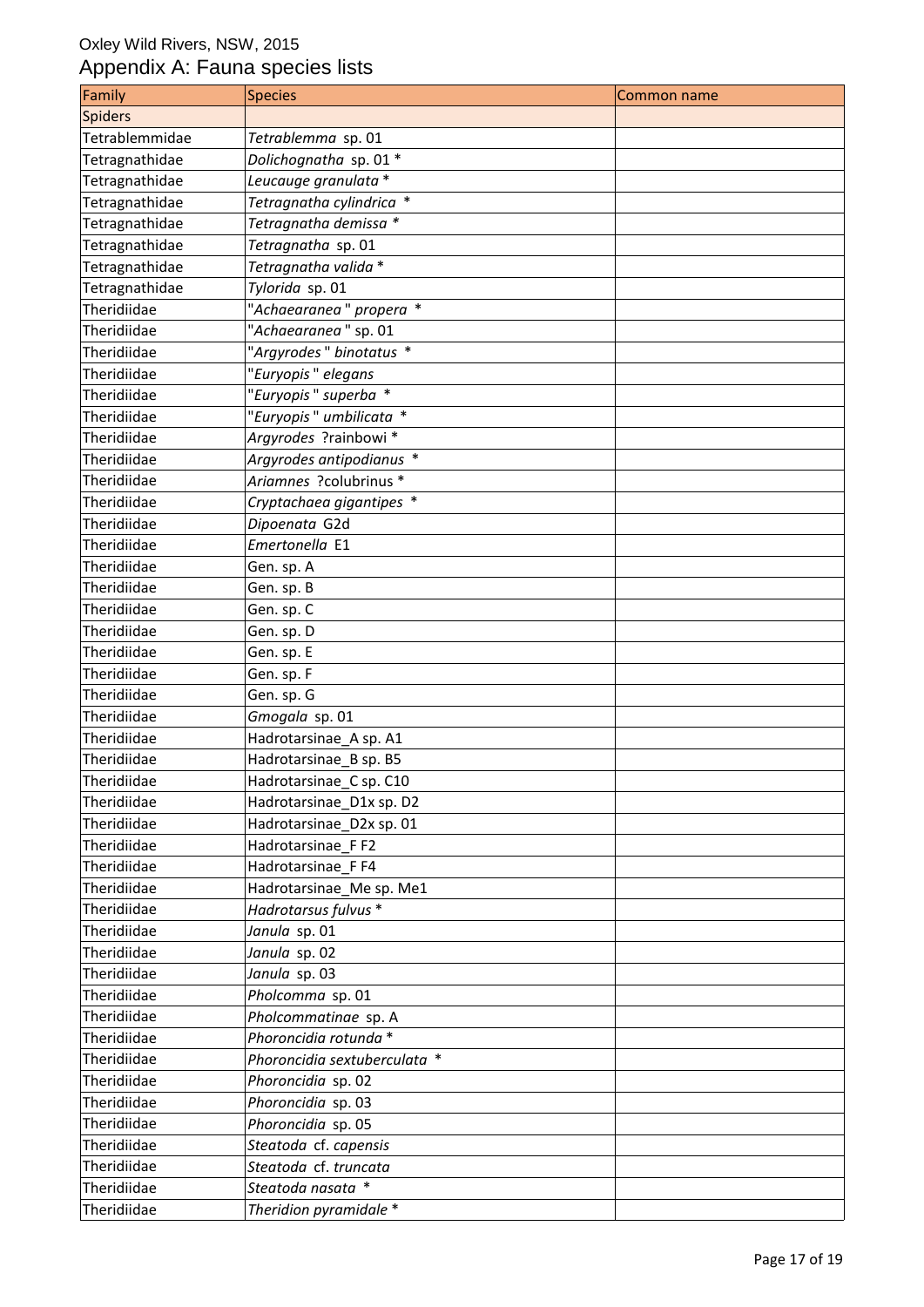Oxley Wild Rivers, NSW, 2015

# Appendix A: Fauna species lists

| Family | Species | Common name |
|---|---|---|
| Spiders | | |
| Tetrablemmidae | *Tetrablemma* sp. 01 | |
| Tetragnathidae | *Dolichognatha* sp. 01 * | |
| Tetragnathidae | *Leucauge granulata* * | |
| Tetragnathidae | *Tetragnatha cylindrica* * | |
| Tetragnathidae | *Tetragnatha demissa* * | |
| Tetragnathidae | *Tetragnatha* sp. 01 | |
| Tetragnathidae | *Tetragnatha valida* * | |
| Tetragnathidae | *Tylorida* sp. 01 | |
| Theridiidae | "*Achaearanea*" *propera* * | |
| Theridiidae | "*Achaearanea*" sp. 01 | |
| Theridiidae | "*Argyrodes*" *binotatus* * | |
| Theridiidae | "*Euryopis*" *elegans* | |
| Theridiidae | "*Euryopis*" *superba* * | |
| Theridiidae | "*Euryopis*" *umbilicata* * | |
| Theridiidae | *Argyrodes* ?rainbowi * | |
| Theridiidae | *Argyrodes antipodianus* * | |
| Theridiidae | *Ariamnes* ?colubrinus * | |
| Theridiidae | *Cryptachaea gigantipes* * | |
| Theridiidae | *Dipoenata* G2d | |
| Theridiidae | *Emertonella* E1 | |
| Theridiidae | Gen. sp. A | |
| Theridiidae | Gen. sp. B | |
| Theridiidae | Gen. sp. C | |
| Theridiidae | Gen. sp. D | |
| Theridiidae | Gen. sp. E | |
| Theridiidae | Gen. sp. F | |
| Theridiidae | Gen. sp. G | |
| Theridiidae | *Gmogala* sp. 01 | |
| Theridiidae | Hadrotarsinae_A sp. A1 | |
| Theridiidae | Hadrotarsinae_B sp. B5 | |
| Theridiidae | Hadrotarsinae_C sp. C10 | |
| Theridiidae | Hadrotarsinae_D1x sp. D2 | |
| Theridiidae | Hadrotarsinae_D2x sp. 01 | |
| Theridiidae | Hadrotarsinae_F F2 | |
| Theridiidae | Hadrotarsinae_F F4 | |
| Theridiidae | Hadrotarsinae_Me sp. Me1 | |
| Theridiidae | *Hadrotarsus fulvus* * | |
| Theridiidae | *Janula* sp. 01 | |
| Theridiidae | *Janula* sp. 02 | |
| Theridiidae | *Janula* sp. 03 | |
| Theridiidae | *Pholcomma* sp. 01 | |
| Theridiidae | *Pholcommatinae* sp. A | |
| Theridiidae | *Phoroncidia rotunda* * | |
| Theridiidae | *Phoroncidia sextuberculata* * | |
| Theridiidae | *Phoroncidia* sp. 02 | |
| Theridiidae | *Phoroncidia* sp. 03 | |
| Theridiidae | *Phoroncidia* sp. 05 | |
| Theridiidae | *Steatoda* cf. *capensis* | |
| Theridiidae | *Steatoda* cf. *truncata* | |
| Theridiidae | *Steatoda nasata* * | |
| Theridiidae | *Theridion pyramidale* * | |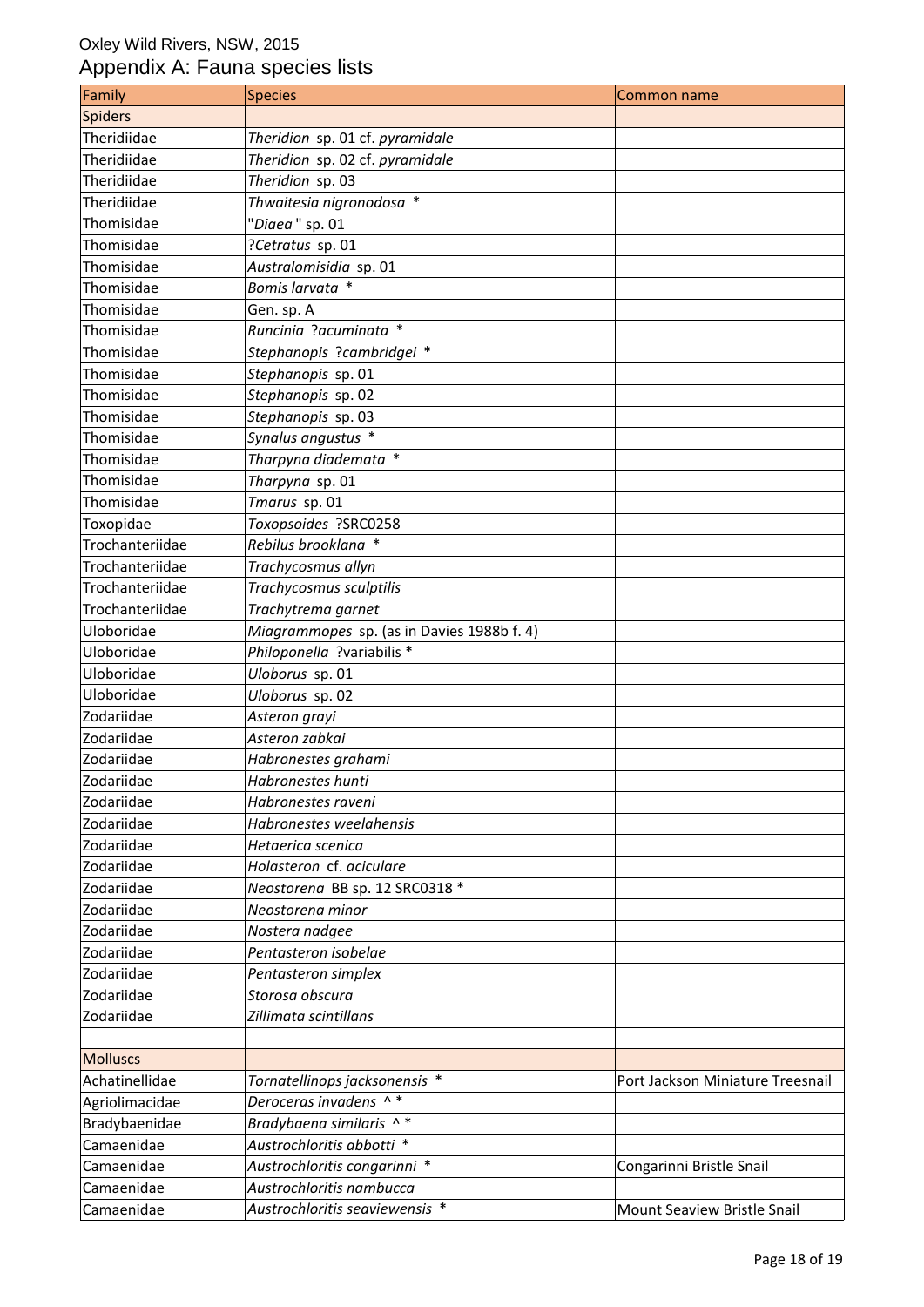Oxley Wild Rivers, NSW, 2015

# Appendix A: Fauna species lists

| Family | Species | Common name |
|---|---|---|
| Spiders | | |
| Theridiidae | *Theridion* sp. 01 cf. *pyramidale* | |
| Theridiidae | *Theridion* sp. 02 cf. *pyramidale* | |
| Theridiidae | *Theridion* sp. 03 | |
| Theridiidae | *Thwaitesia nigronodosa* * | |
| Thomisidae | "*Diaea*" sp. 01 | |
| Thomisidae | ?*Cetratus* sp. 01 | |
| Thomisidae | *Australomisidia* sp. 01 | |
| Thomisidae | *Bomis larvata* * | |
| Thomisidae | Gen. sp. A | |
| Thomisidae | *Runcinia* ?*acuminata* * | |
| Thomisidae | *Stephanopis* ?*cambridgei* * | |
| Thomisidae | *Stephanopis* sp. 01 | |
| Thomisidae | *Stephanopis* sp. 02 | |
| Thomisidae | *Stephanopis* sp. 03 | |
| Thomisidae | *Synalus angustus* * | |
| Thomisidae | *Tharpyna diademata* * | |
| Thomisidae | *Tharpyna* sp. 01 | |
| Thomisidae | *Tmarus* sp. 01 | |
| Toxopidae | *Toxopsoides* ?SRC0258 | |
| Trochanteriidae | *Rebilus brooklana* * | |
| Trochanteriidae | *Trachycosmus allyn* | |
| Trochanteriidae | *Trachycosmus sculptilis* | |
| Trochanteriidae | *Trachytrema garnet* | |
| Uloboridae | *Miagrammopes* sp. (as in Davies 1988b f. 4) | |
| Uloboridae | *Philoponella* ?variabilis * | |
| Uloboridae | *Uloborus* sp. 01 | |
| Uloboridae | *Uloborus* sp. 02 | |
| Zodariidae | *Asteron grayi* | |
| Zodariidae | *Asteron zabkai* | |
| Zodariidae | *Habronestes grahami* | |
| Zodariidae | *Habronestes hunti* | |
| Zodariidae | *Habronestes raveni* | |
| Zodariidae | *Habronestes weelahensis* | |
| Zodariidae | *Hetaerica scenica* | |
| Zodariidae | *Holasteron* cf. *aciculare* | |
| Zodariidae | *Neostorena* BB sp. 12 SRC0318 * | |
| Zodariidae | *Neostorena minor* | |
| Zodariidae | *Nostera nadgee* | |
| Zodariidae | *Pentasteron isobelae* | |
| Zodariidae | *Pentasteron simplex* | |
| Zodariidae | *Storosa obscura* | |
| Zodariidae | *Zillimata scintillans* | |
| | | |
| Molluscs | | |
| Achatinellidae | *Tornatellinops jacksonensis* * | Port Jackson Miniature Treesnail |
| Agriolimacidae | *Deroceras invadens* ^ * | |
| Bradybaenidae | *Bradybaena similaris* ^ * | |
| Camaenidae | *Austrochloritis abbotti* * | |
| Camaenidae | *Austrochloritis congarinni* * | Congarinni Bristle Snail |
| Camaenidae | *Austrochloritis nambucca* | |
| Camaenidae | *Austrochloritis seaviewensis* * | Mount Seaview Bristle Snail |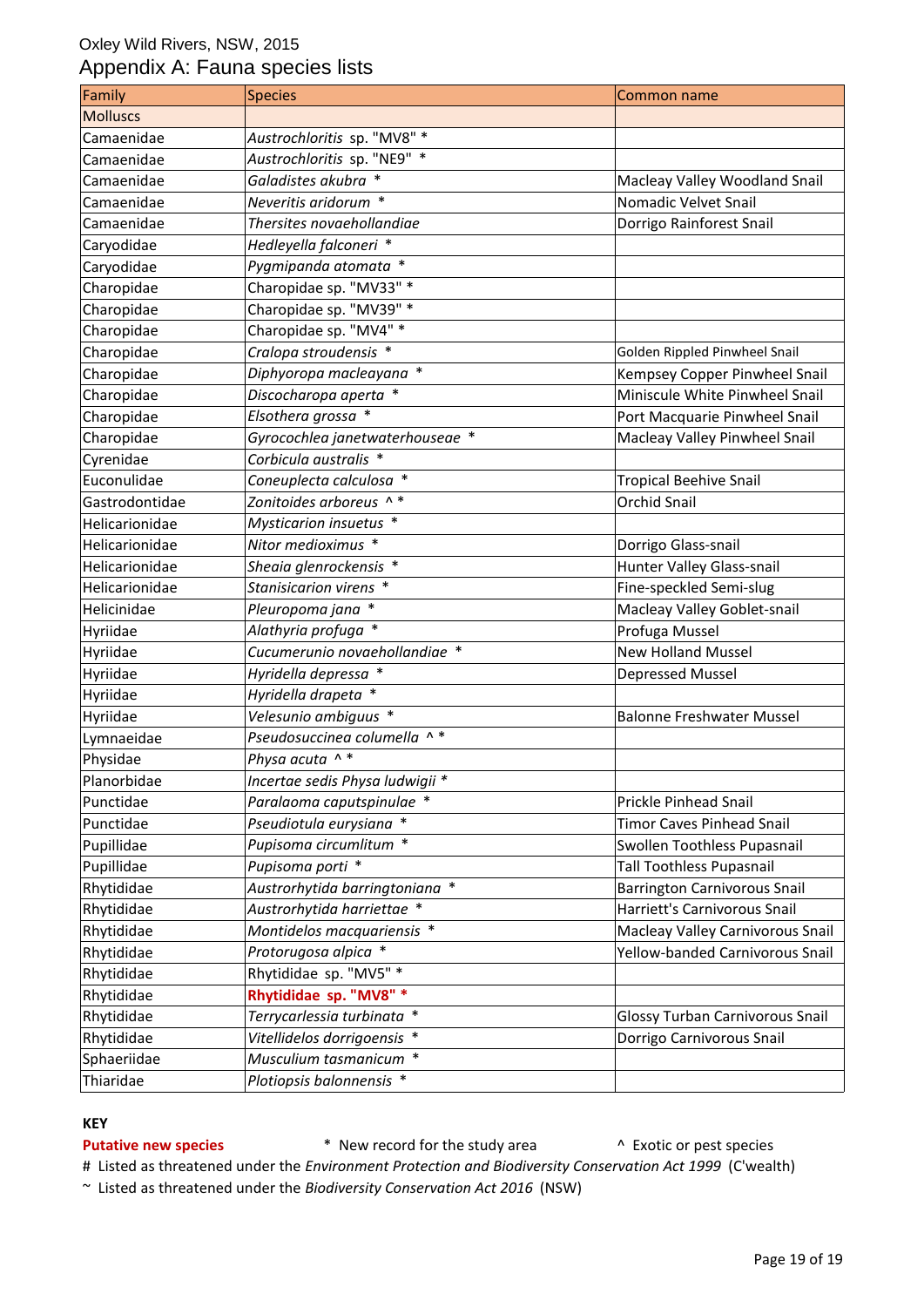Oxley Wild Rivers, NSW, 2015

# Appendix A: Fauna species lists

| Family | Species | Common name |
|---|---|---|
| Molluscs | | |
| Camaenidae | *Austrochloritis* sp. "MV8" * | |
| Camaenidae | *Austrochloritis* sp. "NE9" * | |
| Camaenidae | *Galadistes akubra* * | Macleay Valley Woodland Snail |
| Camaenidae | *Neveritis aridorum* * | Nomadic Velvet Snail |
| Camaenidae | *Thersites novaehollandiae* | Dorrigo Rainforest Snail |
| Caryodidae | *Hedleyella falconeri* * | |
| Caryodidae | *Pygmipanda atomata* * | |
| Charopidae | Charopidae sp. "MV33" * | |
| Charopidae | Charopidae sp. "MV39" * | |
| Charopidae | Charopidae sp. "MV4" * | |
| Charopidae | *Cralopa stroudensis* * | Golden Rippled Pinwheel Snail |
| Charopidae | *Diphyoropa macleayana* * | Kempsey Copper Pinwheel Snail |
| Charopidae | *Discocharopa aperta* * | Miniscule White Pinwheel Snail |
| Charopidae | *Elsothera grossa* * | Port Macquarie Pinwheel Snail |
| Charopidae | *Gyrocochlea janetwaterhouseae* * | Macleay Valley Pinwheel Snail |
| Cyrenidae | *Corbicula australis* * | |
| Euconulidae | *Coneuplecta calculosa* * | Tropical Beehive Snail |
| Gastrodontidae | *Zonitoides arboreus* ^ * | Orchid Snail |
| Helicarionidae | *Mysticarion insuetus* * | |
| Helicarionidae | *Nitor medioximus* * | Dorrigo Glass-snail |
| Helicarionidae | *Sheaia glenrockensis* * | Hunter Valley Glass-snail |
| Helicarionidae | *Stanisicarion virens* * | Fine-speckled Semi-slug |
| Helicinidae | *Pleuropoma jana* * | Macleay Valley Goblet-snail |
| Hyriidae | *Alathyria profuga* * | Profuga Mussel |
| Hyriidae | *Cucumerunio novaehollandiae* * | New Holland Mussel |
| Hyriidae | *Hyridella depressa* * | Depressed Mussel |
| Hyriidae | *Hyridella drapeta* * | |
| Hyriidae | *Velesunio ambiguus* * | Balonne Freshwater Mussel |
| Lymnaeidae | *Pseudosuccinea columella* ^ * | |
| Physidae | *Physa acuta* ^ * | |
| Planorbidae | *Incertae sedis Physa ludwigii* * | |
| Punctidae | *Paralaoma caputspinulae* * | Prickle Pinhead Snail |
| Punctidae | *Pseudiotula eurysiana* * | Timor Caves Pinhead Snail |
| Pupillidae | *Pupisoma circumlitum* * | Swollen Toothless Pupasnail |
| Pupillidae | *Pupisoma porti* * | Tall Toothless Pupasnail |
| Rhytididae | *Austrorhytida barringtoniana* * | Barrington Carnivorous Snail |
| Rhytididae | *Austrorhytida harriettae* * | Harriett's Carnivorous Snail |
| Rhytididae | *Montidelos macquariensis* * | Macleay Valley Carnivorous Snail |
| Rhytididae | *Protorugosa alpica* * | Yellow-banded Carnivorous Snail |
| Rhytididae | Rhytididae sp. "MV5" * | |
| Rhytididae | **Rhytididae sp. "MV8" *** | |
| Rhytididae | *Terrycarlessia turbinata* * | Glossy Turban Carnivorous Snail |
| Rhytididae | *Vitellidelos dorrigoensis* * | Dorrigo Carnivorous Snail |
| Sphaeriidae | *Musculium tasmanicum* * | |
| Thiaridae | *Plotiopsis balonnensis* * | |

**KEY**

**Putative new species** * New record for the study area ^ Exotic or pest species

# Listed as threatened under the *Environment Protection and Biodiversity Conservation Act 1999* (C'wealth)

~ Listed as threatened under the *Biodiversity Conservation Act 2016* (NSW)